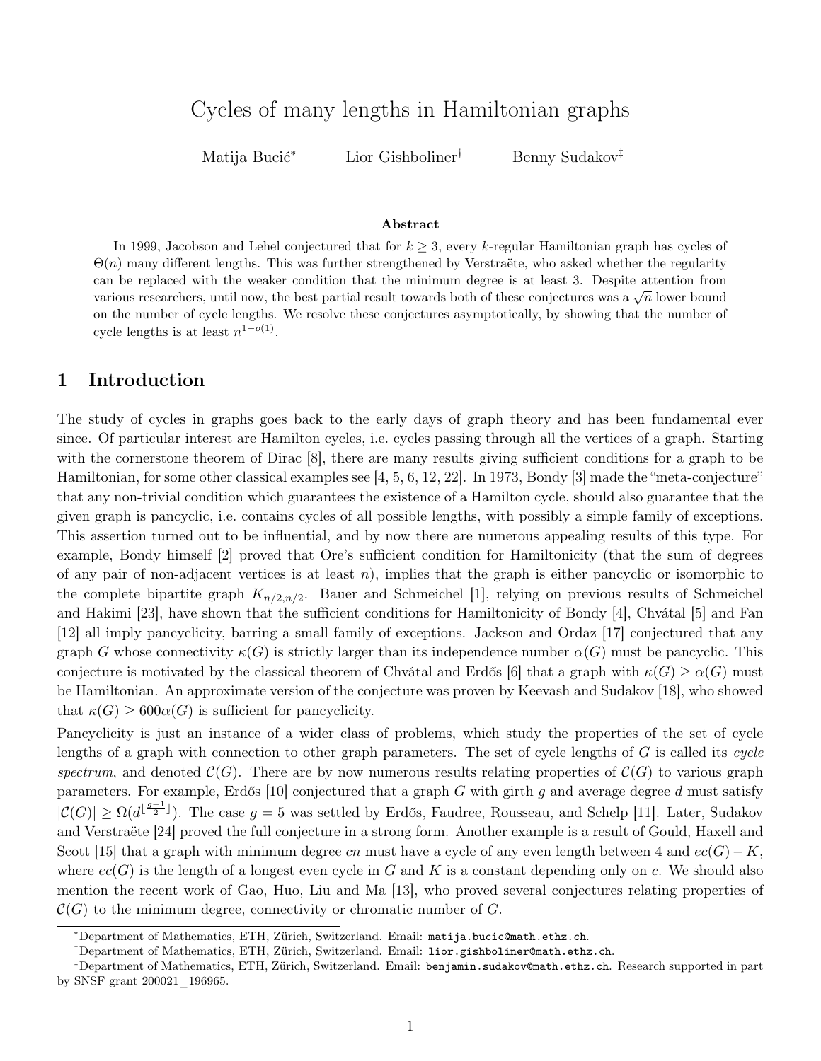# Cycles of many lengths in Hamiltonian graphs

Matija Bucić[*] Lior Gishboliner[†] Benny Sudakov[‡]

### Abstract

In 1999, Jacobson and Lehel conjectured that for $k \geq 3$, every $k$-regular Hamiltonian graph has cycles of $\Theta(n)$ many different lengths. This was further strengthened by Verstraëte, who asked whether the regularity can be replaced with the weaker condition that the minimum degree is at least 3. Despite attention from various researchers, until now, the best partial result towards both of these conjectures was a $\sqrt{n}$ lower bound on the number of cycle lengths. We resolve these conjectures asymptotically, by showing that the number of cycle lengths is at least $n^{1-o(1)}$.

## 1 Introduction

The study of cycles in graphs goes back to the early days of graph theory and has been fundamental ever since. Of particular interest are Hamilton cycles, i.e. cycles passing through all the vertices of a graph. Starting with the cornerstone theorem of Dirac [8], there are many results giving sufficient conditions for a graph to be Hamiltonian, for some other classical examples see [4, 5, 6, 12, 22]. In 1973, Bondy [3] made the "meta-conjecture" that any non-trivial condition which guarantees the existence of a Hamilton cycle, should also guarantee that the given graph is pancyclic, i.e. contains cycles of all possible lengths, with possibly a simple family of exceptions. This assertion turned out to be influential, and by now there are numerous appealing results of this type. For example, Bondy himself [2] proved that Ore's sufficient condition for Hamiltonicity (that the sum of degrees of any pair of non-adjacent vertices is at least $n$), implies that the graph is either pancyclic or isomorphic to the complete bipartite graph $K_{n/2,n/2}$. Bauer and Schmeichel [1], relying on previous results of Schmeichel and Hakimi [23], have shown that the sufficient conditions for Hamiltonicity of Bondy [4], Chvátal [5] and Fan [12] all imply pancyclicity, barring a small family of exceptions. Jackson and Ordaz [17] conjectured that any graph $G$ whose connectivity $\kappa(G)$ is strictly larger than its independence number $\alpha(G)$ must be pancyclic. This conjecture is motivated by the classical theorem of Chvátal and Erdős [6] that a graph with $\kappa(G) \geq \alpha(G)$ must be Hamiltonian. An approximate version of the conjecture was proven by Keevash and Sudakov [18], who showed that $\kappa(G) \geq 600\alpha(G)$ is sufficient for pancyclicity.

Pancyclicity is just an instance of a wider class of problems, which study the properties of the set of cycle lengths of a graph with connection to other graph parameters. The set of cycle lengths of $G$ is called its *cycle spectrum*, and denoted $\mathcal{C}(G)$. There are by now numerous results relating properties of $\mathcal{C}(G)$ to various graph parameters. For example, Erdős [10] conjectured that a graph $G$ with girth $g$ and average degree $d$ must satisfy $|\mathcal{C}(G)| \geq \Omega(d^{\lfloor \frac{g-1}{2} \rfloor})$. The case $g = 5$ was settled by Erdős, Faudree, Rousseau, and Schelp [11]. Later, Sudakov and Verstraëte [24] proved the full conjecture in a strong form. Another example is a result of Gould, Haxell and Scott [15] that a graph with minimum degree $cn$ must have a cycle of any even length between 4 and $ec(G) - K$, where $ec(G)$ is the length of a longest even cycle in $G$ and $K$ is a constant depending only on $c$. We should also mention the recent work of Gao, Huo, Liu and Ma [13], who proved several conjectures relating properties of $\mathcal{C}(G)$ to the minimum degree, connectivity or chromatic number of $G$.

---

[*] Department of Mathematics, ETH, Zürich, Switzerland. Email: matija.bucic@math.ethz.ch.

[†] Department of Mathematics, ETH, Zürich, Switzerland. Email: lior.gishboliner@math.ethz.ch.

[‡] Department of Mathematics, ETH, Zürich, Switzerland. Email: benjamin.sudakov@math.ethz.ch. Research supported in part by SNSF grant 200021_196965.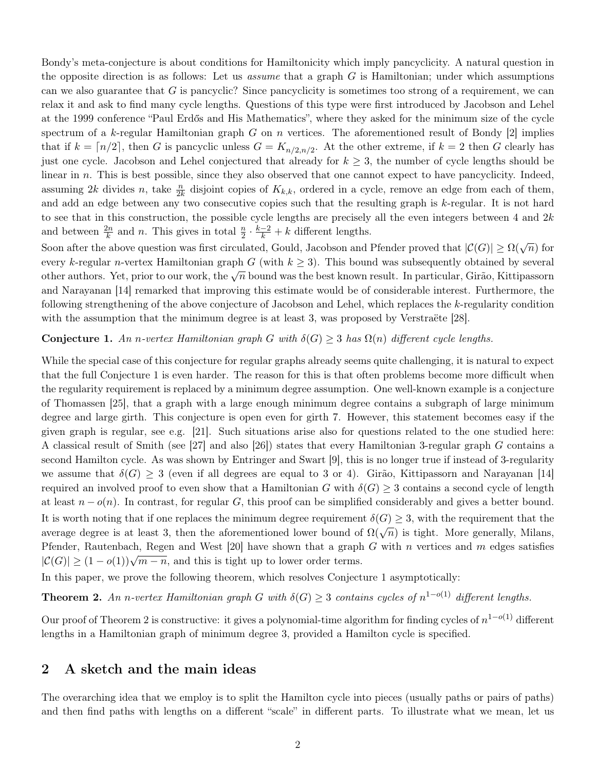Bondy's meta-conjecture is about conditions for Hamiltonicity which imply pancyclicity. A natural question in the opposite direction is as follows: Let us *assume* that a graph $G$ is Hamiltonian; under which assumptions can we also guarantee that $G$ is pancyclic? Since pancyclicity is sometimes too strong of a requirement, we can relax it and ask to find many cycle lengths. Questions of this type were first introduced by Jacobson and Lehel at the 1999 conference "Paul Erdős and His Mathematics", where they asked for the minimum size of the cycle spectrum of a $k$-regular Hamiltonian graph $G$ on $n$ vertices. The aforementioned result of Bondy [2] implies that if $k = \lceil n/2 \rceil$, then $G$ is pancyclic unless $G = K_{n/2,n/2}$. At the other extreme, if $k = 2$ then $G$ clearly has just one cycle. Jacobson and Lehel conjectured that already for $k \geq 3$, the number of cycle lengths should be linear in $n$. This is best possible, since they also observed that one cannot expect to have pancyclicity. Indeed, assuming $2k$ divides $n$, take $\frac{n}{2k}$ disjoint copies of $K_{k,k}$, ordered in a cycle, remove an edge from each of them, and add an edge between any two consecutive copies such that the resulting graph is $k$-regular. It is not hard to see that in this construction, the possible cycle lengths are precisely all the even integers between 4 and $2k$ and between $\frac{2n}{k}$ and $n$. This gives in total $\frac{n}{2} \cdot \frac{k-2}{k} + k$ different lengths.

Soon after the above question was first circulated, Gould, Jacobson and Pfender proved that $|\mathcal{C}(G)| \geq \Omega(\sqrt{n})$ for every $k$-regular $n$-vertex Hamiltonian graph $G$ (with $k \geq 3$). This bound was subsequently obtained by several other authors. Yet, prior to our work, the $\sqrt{n}$ bound was the best known result. In particular, Girão, Kittipassorn and Narayanan [14] remarked that improving this estimate would be of considerable interest. Furthermore, the following strengthening of the above conjecture of Jacobson and Lehel, which replaces the $k$-regularity condition with the assumption that the minimum degree is at least 3, was proposed by Verstraëte [28].

**Conjecture 1.** *An $n$-vertex Hamiltonian graph $G$ with $\delta(G) \geq 3$ has $\Omega(n)$ different cycle lengths.*

While the special case of this conjecture for regular graphs already seems quite challenging, it is natural to expect that the full Conjecture 1 is even harder. The reason for this is that often problems become more difficult when the regularity requirement is replaced by a minimum degree assumption. One well-known example is a conjecture of Thomassen [25], that a graph with a large enough minimum degree contains a subgraph of large minimum degree and large girth. This conjecture is open even for girth 7. However, this statement becomes easy if the given graph is regular, see e.g. [21]. Such situations arise also for questions related to the one studied here: A classical result of Smith (see [27] and also [26]) states that every Hamiltonian 3-regular graph $G$ contains a second Hamilton cycle. As was shown by Entringer and Swart [9], this is no longer true if instead of 3-regularity we assume that $\delta(G) \geq 3$ (even if all degrees are equal to 3 or 4). Girão, Kittipassorn and Narayanan [14] required an involved proof to even show that a Hamiltonian $G$ with $\delta(G) \geq 3$ contains a second cycle of length at least $n - o(n)$. In contrast, for regular $G$, this proof can be simplified considerably and gives a better bound.

It is worth noting that if one replaces the minimum degree requirement $\delta(G) \geq 3$, with the requirement that the average degree is at least 3, then the aforementioned lower bound of $\Omega(\sqrt{n})$ is tight. More generally, Milans, Pfender, Rautenbach, Regen and West [20] have shown that a graph $G$ with $n$ vertices and $m$ edges satisfies $|\mathcal{C}(G)| \geq (1 - o(1))\sqrt{m - n}$, and this is tight up to lower order terms.

In this paper, we prove the following theorem, which resolves Conjecture 1 asymptotically:

**Theorem 2.** *An $n$-vertex Hamiltonian graph $G$ with $\delta(G) \geq 3$ contains cycles of $n^{1-o(1)}$ different lengths.*

Our proof of Theorem 2 is constructive: it gives a polynomial-time algorithm for finding cycles of $n^{1-o(1)}$ different lengths in a Hamiltonian graph of minimum degree 3, provided a Hamilton cycle is specified.

## 2 A sketch and the main ideas

The overarching idea that we employ is to split the Hamilton cycle into pieces (usually paths or pairs of paths) and then find paths with lengths on a different "scale" in different parts. To illustrate what we mean, let us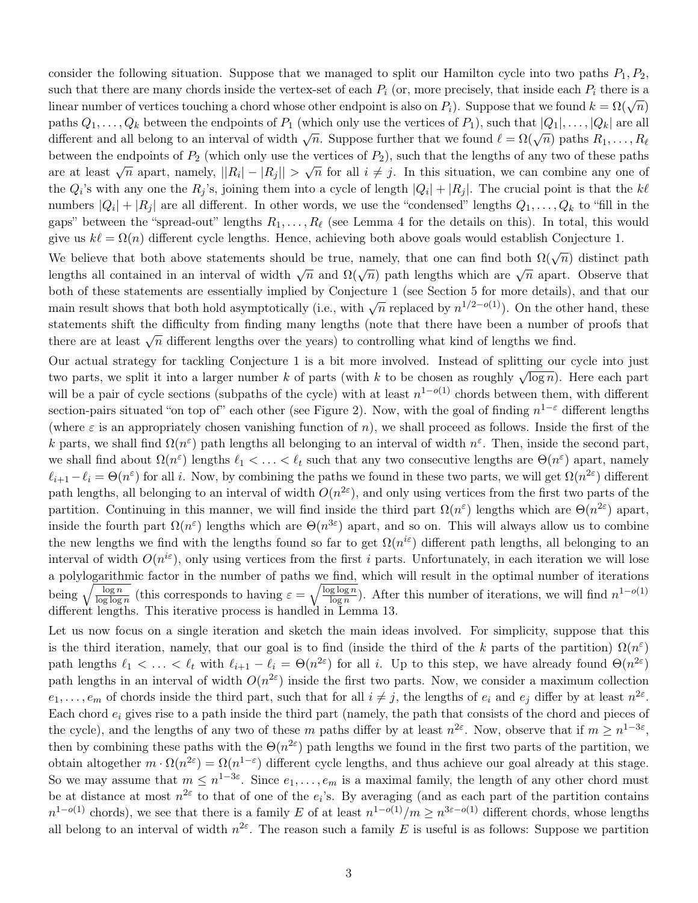consider the following situation. Suppose that we managed to split our Hamilton cycle into two paths $P_1, P_2$, such that there are many chords inside the vertex-set of each $P_i$ (or, more precisely, that inside each $P_i$ there is a linear number of vertices touching a chord whose other endpoint is also on $P_i$). Suppose that we found $k = \Omega(\sqrt{n})$ paths $Q_1, \dots, Q_k$ between the endpoints of $P_1$ (which only use the vertices of $P_1$), such that $|Q_1|, \dots, |Q_k|$ are all different and all belong to an interval of width $\sqrt{n}$. Suppose further that we found $\ell = \Omega(\sqrt{n})$ paths $R_1, \dots, R_\ell$ between the endpoints of $P_2$ (which only use the vertices of $P_2$), such that the lengths of any two of these paths are at least $\sqrt{n}$ apart, namely, $||R_i| - |R_j|| > \sqrt{n}$ for all $i \neq j$. In this situation, we can combine any one of the $Q_i$'s with any one the $R_j$'s, joining them into a cycle of length $|Q_i| + |R_j|$. The crucial point is that the $k\ell$ numbers $|Q_i| + |R_j|$ are all different. In other words, we use the "condensed" lengths $Q_1, \dots, Q_k$ to "fill in the gaps" between the "spread-out" lengths $R_1, \dots, R_\ell$ (see Lemma 4 for the details on this). In total, this would give us $k\ell = \Omega(n)$ different cycle lengths. Hence, achieving both above goals would establish Conjecture 1.

We believe that both above statements should be true, namely, that one can find both $\Omega(\sqrt{n})$ distinct path lengths all contained in an interval of width $\sqrt{n}$ and $\Omega(\sqrt{n})$ path lengths which are $\sqrt{n}$ apart. Observe that both of these statements are essentially implied by Conjecture 1 (see Section 5 for more details), and that our main result shows that both hold asymptotically (i.e., with $\sqrt{n}$ replaced by $n^{1/2-o(1)}$). On the other hand, these statements shift the difficulty from finding many lengths (note that there have been a number of proofs that there are at least $\sqrt{n}$ different lengths over the years) to controlling what kind of lengths we find.

Our actual strategy for tackling Conjecture 1 is a bit more involved. Instead of splitting our cycle into just two parts, we split it into a larger number $k$ of parts (with $k$ to be chosen as roughly $\sqrt{\log n}$). Here each part will be a pair of cycle sections (subpaths of the cycle) with at least $n^{1-o(1)}$ chords between them, with different section-pairs situated "on top of" each other (see Figure 2). Now, with the goal of finding $n^{1-\varepsilon}$ different lengths (where $\varepsilon$ is an appropriately chosen vanishing function of $n$), we shall proceed as follows. Inside the first of the $k$ parts, we shall find $\Omega(n^{\varepsilon})$ path lengths all belonging to an interval of width $n^{\varepsilon}$. Then, inside the second part, we shall find about $\Omega(n^{\varepsilon})$ lengths $\ell_1 < \ldots < \ell_t$ such that any two consecutive lengths are $\Theta(n^{\varepsilon})$ apart, namely $\ell_{i+1} - \ell_i = \Theta(n^{\varepsilon})$ for all $i$. Now, by combining the paths we found in these two parts, we will get $\Omega(n^{2\varepsilon})$ different path lengths, all belonging to an interval of width $O(n^{2\varepsilon})$, and only using vertices from the first two parts of the partition. Continuing in this manner, we will find inside the third part $\Omega(n^{\varepsilon})$ lengths which are $\Theta(n^{2\varepsilon})$ apart, inside the fourth part $\Omega(n^{\varepsilon})$ lengths which are $\Theta(n^{3\varepsilon})$ apart, and so on. This will always allow us to combine the new lengths we find with the lengths found so far to get $\Omega(n^{i\varepsilon})$ different path lengths, all belonging to an interval of width $O(n^{i\varepsilon})$, only using vertices from the first $i$ parts. Unfortunately, in each iteration we will lose a polylogarithmic factor in the number of paths we find, which will result in the optimal number of iterations being $\sqrt{\frac{\log n}{\log\log n}}$ (this corresponds to having $\varepsilon = \sqrt{\frac{\log\log n}{\log n}}$). After this number of iterations, we will find $n^{1-o(1)}$ different lengths. This iterative process is handled in Lemma 13.

Let us now focus on a single iteration and sketch the main ideas involved. For simplicity, suppose that this is the third iteration, namely, that our goal is to find (inside the third of the $k$ parts of the partition) $\Omega(n^{\varepsilon})$ path lengths $\ell_1 < \ldots < \ell_t$ with $\ell_{i+1} - \ell_i = \Theta(n^{2\varepsilon})$ for all $i$. Up to this step, we have already found $\Theta(n^{2\varepsilon})$ path lengths in an interval of width $O(n^{2\varepsilon})$ inside the first two parts. Now, we consider a maximum collection $e_1, \dots, e_m$ of chords inside the third part, such that for all $i \neq j$, the lengths of $e_i$ and $e_j$ differ by at least $n^{2\varepsilon}$. Each chord $e_i$ gives rise to a path inside the third part (namely, the path that consists of the chord and pieces of the cycle), and the lengths of any two of these $m$ paths differ by at least $n^{2\varepsilon}$. Now, observe that if $m \geq n^{1-3\varepsilon}$, then by combining these paths with the $\Theta(n^{2\varepsilon})$ path lengths we found in the first two parts of the partition, we obtain altogether $m \cdot \Omega(n^{2\varepsilon}) = \Omega(n^{1-\varepsilon})$ different cycle lengths, and thus achieve our goal already at this stage. So we may assume that $m \leq n^{1-3\varepsilon}$. Since $e_1, \dots, e_m$ is a maximal family, the length of any other chord must be at distance at most $n^{2\varepsilon}$ to that of one of the $e_i$'s. By averaging (and as each part of the partition contains $n^{1-o(1)}$ chords), we see that there is a family $E$ of at least $n^{1-o(1)}/m \geq n^{3\varepsilon-o(1)}$ different chords, whose lengths all belong to an interval of width $n^{2\varepsilon}$. The reason such a family $E$ is useful is as follows: Suppose we partition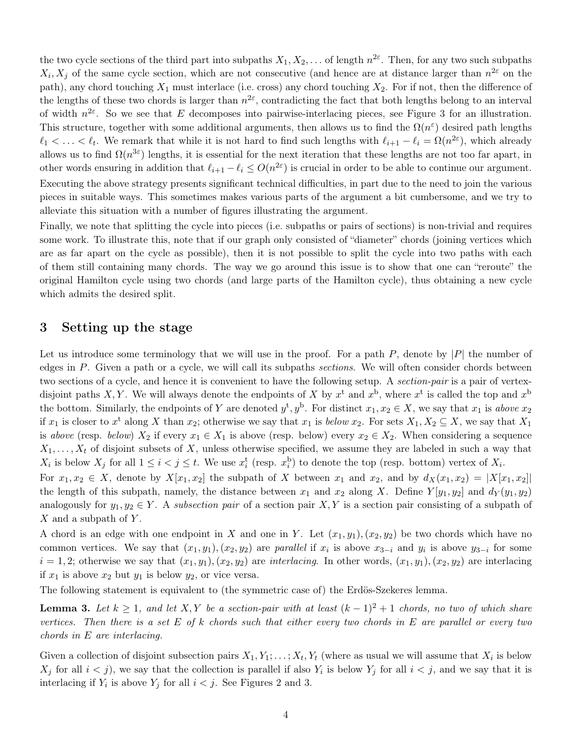the two cycle sections of the third part into subpaths $X_1, X_2, \dots$ of length $n^{2\varepsilon}$. Then, for any two such subpaths $X_i, X_j$ of the same cycle section, which are not consecutive (and hence are at distance larger than $n^{2\varepsilon}$ on the path), any chord touching $X_1$ must interlace (i.e. cross) any chord touching $X_2$. For if not, then the difference of the lengths of these two chords is larger than $n^{2\varepsilon}$, contradicting the fact that both lengths belong to an interval of width $n^{2\varepsilon}$. So we see that $E$ decomposes into pairwise-interlacing pieces, see Figure 3 for an illustration. This structure, together with some additional arguments, then allows us to find the $\Omega(n^{\varepsilon})$ desired path lengths $\ell_1 < \ldots < \ell_t$. We remark that while it is not hard to find such lengths with $\ell_{i+1} - \ell_i = \Omega(n^{2\varepsilon})$, which already allows us to find $\Omega(n^{3\varepsilon})$ lengths, it is essential for the next iteration that these lengths are not too far apart, in other words ensuring in addition that $\ell_{i+1} - \ell_i \le O(n^{2\varepsilon})$ is crucial in order to be able to continue our argument. Executing the above strategy presents significant technical difficulties, in part due to the need to join the various pieces in suitable ways. This sometimes makes various parts of the argument a bit cumbersome, and we try to alleviate this situation with a number of figures illustrating the argument.

Finally, we note that splitting the cycle into pieces (i.e. subpaths or pairs of sections) is non-trivial and requires some work. To illustrate this, note that if our graph only consisted of "diameter" chords (joining vertices which are as far apart on the cycle as possible), then it is not possible to split the cycle into two paths with each of them still containing many chords. The way we go around this issue is to show that one can "reroute" the original Hamilton cycle using two chords (and large parts of the Hamilton cycle), thus obtaining a new cycle which admits the desired split.

## 3 Setting up the stage

Let us introduce some terminology that we will use in the proof. For a path $P$, denote by $|P|$ the number of edges in $P$. Given a path or a cycle, we will call its subpaths *sections*. We will often consider chords between two sections of a cycle, and hence it is convenient to have the following setup. A *section-pair* is a pair of vertex-disjoint paths $X, Y$. We will always denote the endpoints of $X$ by $x^{\mathrm{t}}$ and $x^{\mathrm{b}}$, where $x^{\mathrm{t}}$ is called the top and $x^{\mathrm{b}}$ the bottom. Similarly, the endpoints of $Y$ are denoted $y^{\mathrm{t}}, y^{\mathrm{b}}$. For distinct $x_1, x_2 \in X$, we say that $x_1$ is *above* $x_2$ if $x_1$ is closer to $x^{\mathrm{t}}$ along $X$ than $x_2$; otherwise we say that $x_1$ is *below* $x_2$. For sets $X_1, X_2 \subseteq X$, we say that $X_1$ is *above* (resp. *below*) $X_2$ if every $x_1 \in X_1$ is above (resp. below) every $x_2 \in X_2$. When considering a sequence $X_1, \dots, X_t$ of disjoint subsets of $X$, unless otherwise specified, we assume they are labeled in such a way that $X_i$ is below $X_j$ for all $1 \le i < j \le t$. We use $x_i^{\mathrm{t}}$ (resp. $x_i^{\mathrm{b}}$) to denote the top (resp. bottom) vertex of $X_i$.

For $x_1, x_2 \in X$, denote by $X[x_1, x_2]$ the subpath of $X$ between $x_1$ and $x_2$, and by $d_X(x_1, x_2) = |X[x_1, x_2]|$ the length of this subpath, namely, the distance between $x_1$ and $x_2$ along $X$. Define $Y[y_1, y_2]$ and $d_Y(y_1, y_2)$ analogously for $y_1, y_2 \in Y$. A *subsection pair* of a section pair $X, Y$ is a section pair consisting of a subpath of $X$ and a subpath of $Y$.

A chord is an edge with one endpoint in $X$ and one in $Y$. Let $(x_1, y_1), (x_2, y_2)$ be two chords which have no common vertices. We say that $(x_1, y_1), (x_2, y_2)$ are *parallel* if $x_i$ is above $x_{3-i}$ and $y_i$ is above $y_{3-i}$ for some $i = 1, 2$; otherwise we say that $(x_1, y_1), (x_2, y_2)$ are *interlacing*. In other words, $(x_1, y_1), (x_2, y_2)$ are interlacing if $x_1$ is above $x_2$ but $y_1$ is below $y_2$, or vice versa.

The following statement is equivalent to (the symmetric case of) the Erdös-Szekeres lemma.

**Lemma 3.** *Let $k \ge 1$, and let $X, Y$ be a section-pair with at least $(k-1)^2 + 1$ chords, no two of which share vertices. Then there is a set $E$ of $k$ chords such that either every two chords in $E$ are parallel or every two chords in $E$ are interlacing.*

Given a collection of disjoint subsection pairs $X_1, Y_1; \dots; X_t, Y_t$ (where as usual we will assume that $X_i$ is below $X_j$ for all $i < j$), we say that the collection is parallel if also $Y_i$ is below $Y_j$ for all $i < j$, and we say that it is interlacing if $Y_i$ is above $Y_j$ for all $i < j$. See Figures 2 and 3.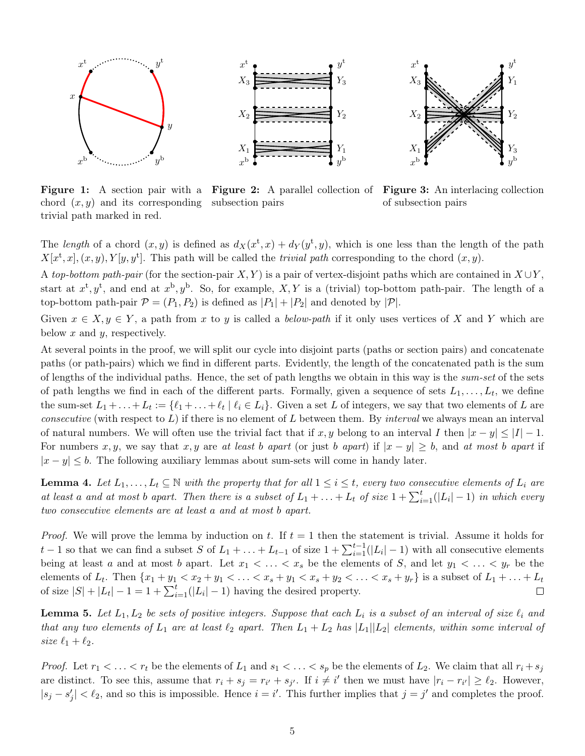**Figure 1:** A section pair with a chord $(x, y)$ and its corresponding trivial path marked in red.

**Figure 2:** A parallel collection of subsection pairs

**Figure 3:** An interlacing collection of subsection pairs

The *length* of a chord $(x, y)$ is defined as $d_X(x^{\mathrm{t}}, x) + d_Y(y^{\mathrm{t}}, y)$, which is one less than the length of the path $X[x^{\mathrm{t}}, x], (x, y), Y[y, y^{\mathrm{t}}]$. This path will be called the *trivial path* corresponding to the chord $(x, y)$.

A *top-bottom path-pair* (for the section-pair $X, Y$) is a pair of vertex-disjoint paths which are contained in $X \cup Y$, start at $x^{\mathrm{t}}, y^{\mathrm{t}}$, and end at $x^{\mathrm{b}}, y^{\mathrm{b}}$. So, for example, $X, Y$ is a (trivial) top-bottom path-pair. The length of a top-bottom path-pair $\mathcal{P} = (P_1, P_2)$ is defined as $|P_1| + |P_2|$ and denoted by $|\mathcal{P}|$.

Given $x \in X, y \in Y$, a path from $x$ to $y$ is called a *below-path* if it only uses vertices of $X$ and $Y$ which are below $x$ and $y$, respectively.

At several points in the proof, we will split our cycle into disjoint parts (paths or section pairs) and concatenate paths (or path-pairs) which we find in different parts. Evidently, the length of the concatenated path is the sum of lengths of the individual paths. Hence, the set of path lengths we obtain in this way is the *sum-set* of the sets of path lengths we find in each of the different parts. Formally, given a sequence of sets $L_1, \ldots, L_t$, we define the sum-set $L_1 + \ldots + L_t := \{\ell_1 + \ldots + \ell_t \mid \ell_i \in L_i\}$. Given a set $L$ of integers, we say that two elements of $L$ are *consecutive* (with respect to $L$) if there is no element of $L$ between them. By *interval* we always mean an interval of natural numbers. We will often use the trivial fact that if $x, y$ belong to an interval $I$ then $|x - y| \leq |I| - 1$. For numbers $x, y$, we say that $x, y$ are *at least $b$ apart* (or just *$b$ apart*) if $|x - y| \geq b$, and *at most $b$ apart* if $|x - y| \leq b$. The following auxiliary lemmas about sum-sets will come in handy later.

**Lemma 4.** *Let $L_1, \ldots, L_t \subseteq \mathbb{N}$ with the property that for all $1 \leq i \leq t$, every two consecutive elements of $L_i$ are at least $a$ and at most $b$ apart. Then there is a subset of $L_1 + \ldots + L_t$ of size $1 + \sum_{i=1}^{t}(|L_i| - 1)$ in which every two consecutive elements are at least $a$ and at most $b$ apart.*

*Proof.* We will prove the lemma by induction on $t$. If $t = 1$ then the statement is trivial. Assume it holds for $t - 1$ so that we can find a subset $S$ of $L_1 + \ldots + L_{t-1}$ of size $1 + \sum_{i=1}^{t-1}(|L_i| - 1)$ with all consecutive elements being at least $a$ and at most $b$ apart. Let $x_1 < \ldots < x_s$ be the elements of $S$, and let $y_1 < \ldots < y_r$ be the elements of $L_t$. Then $\{x_1 + y_1 < x_2 + y_1 < \ldots < x_s + y_1 < x_s + y_2 < \ldots < x_s + y_r\}$ is a subset of $L_1 + \ldots + L_t$ of size $|S| + |L_t| - 1 = 1 + \sum_{i=1}^{t}(|L_i| - 1)$ having the desired property. $\square$

**Lemma 5.** *Let $L_1, L_2$ be sets of positive integers. Suppose that each $L_i$ is a subset of an interval of size $\ell_i$ and that any two elements of $L_1$ are at least $\ell_2$ apart. Then $L_1 + L_2$ has $|L_1||L_2|$ elements, within some interval of size $\ell_1 + \ell_2$.*

*Proof.* Let $r_1 < \ldots < r_t$ be the elements of $L_1$ and $s_1 < \ldots < s_p$ be the elements of $L_2$. We claim that all $r_i + s_j$ are distinct. To see this, assume that $r_i + s_j = r_{i'} + s_{j'}$. If $i \neq i'$ then we must have $|r_i - r_{i'}| \geq \ell_2$. However, $|s_j - s'_j| < \ell_2$, and so this is impossible. Hence $i = i'$. This further implies that $j = j'$ and completes the proof.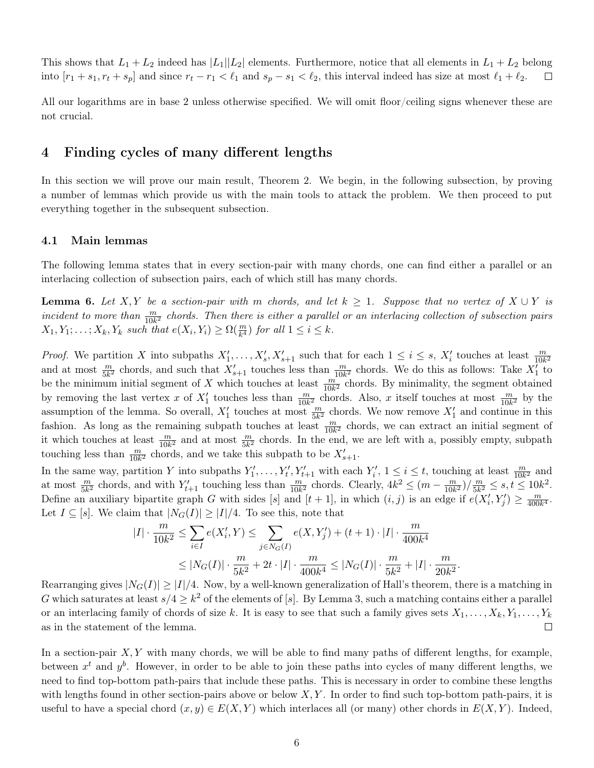This shows that $L_1 + L_2$ indeed has $|L_1||L_2|$ elements. Furthermore, notice that all elements in $L_1 + L_2$ belong into $[r_1 + s_1, r_t + s_p]$ and since $r_t - r_1 < \ell_1$ and $s_p - s_1 < \ell_2$, this interval indeed has size at most $\ell_1 + \ell_2$. $\square$

All our logarithms are in base 2 unless otherwise specified. We will omit floor/ceiling signs whenever these are not crucial.

# 4 Finding cycles of many different lengths

In this section we will prove our main result, Theorem 2. We begin, in the following subsection, by proving a number of lemmas which provide us with the main tools to attack the problem. We then proceed to put everything together in the subsequent subsection.

## 4.1 Main lemmas

The following lemma states that in every section-pair with many chords, one can find either a parallel or an interlacing collection of subsection pairs, each of which still has many chords.

**Lemma 6.** *Let $X, Y$ be a section-pair with $m$ chords, and let $k \geq 1$. Suppose that no vertex of $X \cup Y$ is incident to more than $\frac{m}{10k^2}$ chords. Then there is either a parallel or an interlacing collection of subsection pairs $X_1, Y_1; \dots; X_k, Y_k$ such that $e(X_i, Y_i) \geq \Omega(\frac{m}{k^4})$ for all $1 \leq i \leq k$.*

*Proof.* We partition $X$ into subpaths $X'_1, \dots, X'_s, X'_{s+1}$ such that for each $1 \leq i \leq s$, $X'_i$ touches at least $\frac{m}{10k^2}$ and at most $\frac{m}{5k^2}$ chords, and such that $X'_{s+1}$ touches less than $\frac{m}{10k^2}$ chords. We do this as follows: Take $X'_1$ to be the minimum initial segment of $X$ which touches at least $\frac{m}{10k^2}$ chords. By minimality, the segment obtained by removing the last vertex $x$ of $X'_1$ touches less than $\frac{m}{10k^2}$ chords. Also, $x$ itself touches at most $\frac{m}{10k^2}$ by the assumption of the lemma. So overall, $X'_1$ touches at most $\frac{m}{5k^2}$ chords. We now remove $X'_1$ and continue in this fashion. As long as the remaining subpath touches at least $\frac{m}{10k^2}$ chords, we can extract an initial segment of it which touches at least $\frac{m}{10k^2}$ and at most $\frac{m}{5k^2}$ chords. In the end, we are left with a, possibly empty, subpath touching less than $\frac{m}{10k^2}$ chords, and we take this subpath to be $X'_{s+1}$.
In the same way, partition $Y$ into subpaths $Y'_1, \dots, Y'_t, Y'_{t+1}$ with each $Y'_i$, $1 \leq i \leq t$, touching at least $\frac{m}{10k^2}$ and at most $\frac{m}{5k^2}$ chords, and with $Y'_{t+1}$ touching less than $\frac{m}{10k^2}$ chords. Clearly, $4k^2 \leq (m - \frac{m}{10k^2}) / \frac{m}{5k^2} \leq s, t \leq 10k^2$. Define an auxiliary bipartite graph $G$ with sides $[s]$ and $[t+1]$, in which $(i,j)$ is an edge if $e(X'_i, Y'_j) \geq \frac{m}{400k^4}$. Let $I \subseteq [s]$. We claim that $|N_G(I)| \geq |I|/4$. To see this, note that

$$
\begin{aligned}
|I| \cdot \frac{m}{10k^2} \leq \sum_{i \in I} e(X'_i, Y) &\leq \sum_{j \in N_G(I)} e(X, Y'_j) + (t+1) \cdot |I| \cdot \frac{m}{400k^4} \\
&\leq |N_G(I)| \cdot \frac{m}{5k^2} + 2t \cdot |I| \cdot \frac{m}{400k^4} \leq |N_G(I)| \cdot \frac{m}{5k^2} + |I| \cdot \frac{m}{20k^2}.
\end{aligned}
$$

Rearranging gives $|N_G(I)| \geq |I|/4$. Now, by a well-known generalization of Hall's theorem, there is a matching in $G$ which saturates at least $s/4 \geq k^2$ of the elements of $[s]$. By Lemma 3, such a matching contains either a parallel or an interlacing family of chords of size $k$. It is easy to see that such a family gives sets $X_1, \dots, X_k, Y_1, \dots, Y_k$ as in the statement of the lemma. $\square$

In a section-pair $X, Y$ with many chords, we will be able to find many paths of different lengths, for example, between $x^t$ and $y^b$. However, in order to be able to join these paths into cycles of many different lengths, we need to find top-bottom path-pairs that include these paths. This is necessary in order to combine these lengths with lengths found in other section-pairs above or below $X, Y$. In order to find such top-bottom path-pairs, it is useful to have a special chord $(x, y) \in E(X, Y)$ which interlaces all (or many) other chords in $E(X, Y)$. Indeed,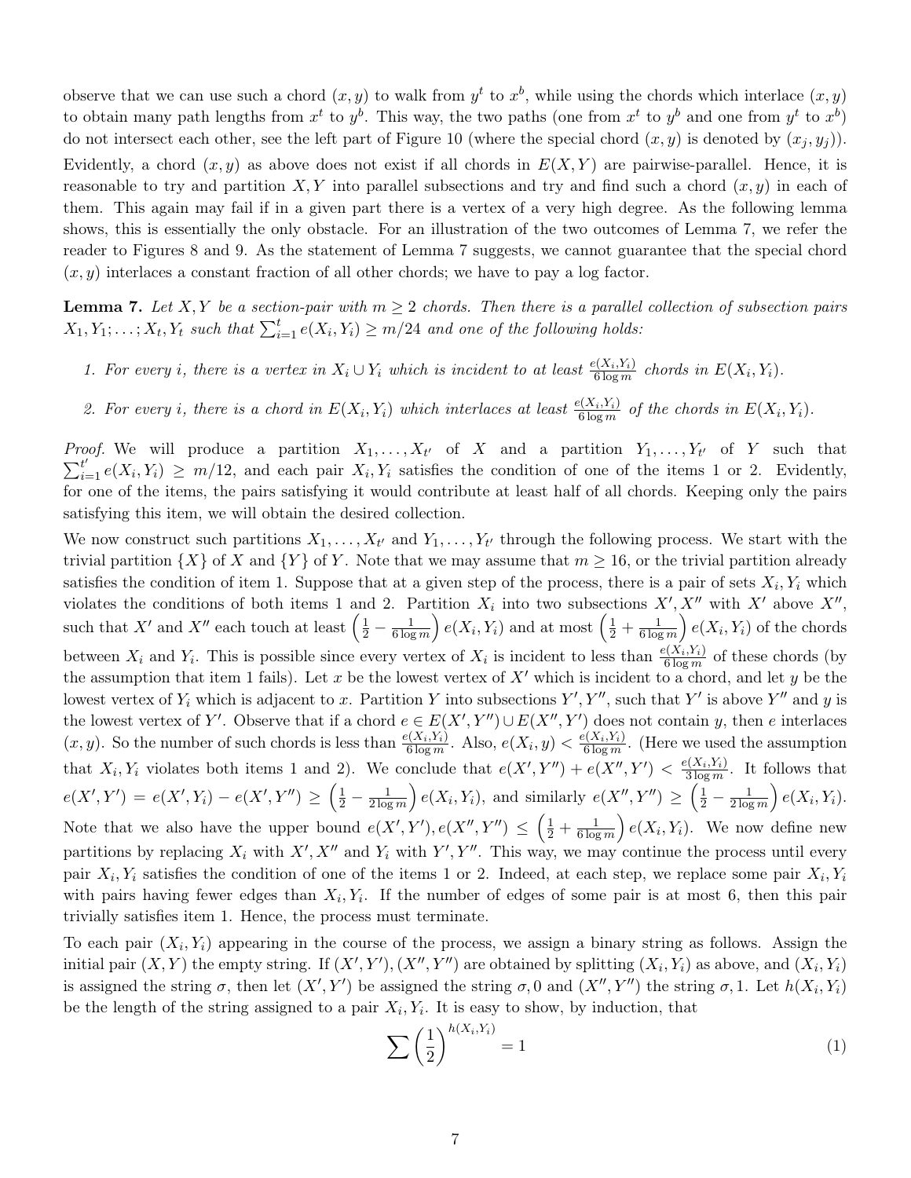observe that we can use such a chord $(x, y)$ to walk from $y^t$ to $x^b$, while using the chords which interlace $(x, y)$ to obtain many path lengths from $x^t$ to $y^b$. This way, the two paths (one from $x^t$ to $y^b$ and one from $y^t$ to $x^b$) do not intersect each other, see the left part of Figure 10 (where the special chord $(x, y)$ is denoted by $(x_j, y_j)$). Evidently, a chord $(x, y)$ as above does not exist if all chords in $E(X, Y)$ are pairwise-parallel. Hence, it is reasonable to try and partition $X, Y$ into parallel subsections and try and find such a chord $(x, y)$ in each of them. This again may fail if in a given part there is a vertex of a very high degree. As the following lemma shows, this is essentially the only obstacle. For an illustration of the two outcomes of Lemma 7, we refer the reader to Figures 8 and 9. As the statement of Lemma 7 suggests, we cannot guarantee that the special chord $(x, y)$ interlaces a constant fraction of all other chords; we have to pay a log factor.

**Lemma 7.** *Let $X, Y$ be a section-pair with $m \geq 2$ chords. Then there is a parallel collection of subsection pairs $X_1, Y_1; \ldots; X_t, Y_t$ such that $\sum_{i=1}^{t} e(X_i, Y_i) \geq m/24$ and one of the following holds:*

1. *For every $i$, there is a vertex in $X_i \cup Y_i$ which is incident to at least $\frac{e(X_i,Y_i)}{6 \log m}$ chords in $E(X_i, Y_i)$.*
2. *For every $i$, there is a chord in $E(X_i, Y_i)$ which interlaces at least $\frac{e(X_i,Y_i)}{6 \log m}$ of the chords in $E(X_i, Y_i)$.*

*Proof.* We will produce a partition $X_1, \ldots, X_{t'}$ of $X$ and a partition $Y_1, \ldots, Y_{t'}$ of $Y$ such that $\sum_{i=1}^{t'} e(X_i, Y_i) \geq m/12$, and each pair $X_i, Y_i$ satisfies the condition of one of the items 1 or 2. Evidently, for one of the items, the pairs satisfying it would contribute at least half of all chords. Keeping only the pairs satisfying this item, we will obtain the desired collection.

We now construct such partitions $X_1, \ldots, X_{t'}$ and $Y_1, \ldots, Y_{t'}$ through the following process. We start with the trivial partition $\{X\}$ of $X$ and $\{Y\}$ of $Y$. Note that we may assume that $m \geq 16$, or the trivial partition already satisfies the condition of item 1. Suppose that at a given step of the process, there is a pair of sets $X_i, Y_i$ which violates the conditions of both items 1 and 2. Partition $X_i$ into two subsections $X', X''$ with $X'$ above $X''$, such that $X'$ and $X''$ each touch at least $\left(\frac{1}{2} - \frac{1}{6 \log m}\right) e(X_i, Y_i)$ and at most $\left(\frac{1}{2} + \frac{1}{6 \log m}\right) e(X_i, Y_i)$ of the chords between $X_i$ and $Y_i$. This is possible since every vertex of $X_i$ is incident to less than $\frac{e(X_i,Y_i)}{6 \log m}$ of these chords (by the assumption that item 1 fails). Let $x$ be the lowest vertex of $X'$ which is incident to a chord, and let $y$ be the lowest vertex of $Y_i$ which is adjacent to $x$. Partition $Y$ into subsections $Y', Y''$, such that $Y'$ is above $Y''$ and $y$ is the lowest vertex of $Y'$. Observe that if a chord $e \in E(X', Y'') \cup E(X'', Y')$ does not contain $y$, then $e$ interlaces $(x, y)$. So the number of such chords is less than $\frac{e(X_i,Y_i)}{6 \log m}$. Also, $e(X_i, y) < \frac{e(X_i,Y_i)}{6 \log m}$. (Here we used the assumption that $X_i, Y_i$ violates both items 1 and 2). We conclude that $e(X', Y'') + e(X'', Y') < \frac{e(X_i,Y_i)}{3 \log m}$. It follows that $e(X', Y') = e(X', Y_i) - e(X', Y'') \geq \left(\frac{1}{2} - \frac{1}{2 \log m}\right) e(X_i, Y_i)$, and similarly $e(X'', Y'') \geq \left(\frac{1}{2} - \frac{1}{2 \log m}\right) e(X_i, Y_i)$. Note that we also have the upper bound $e(X', Y'), e(X'', Y'') \leq \left(\frac{1}{2} + \frac{1}{6 \log m}\right) e(X_i, Y_i)$. We now define new partitions by replacing $X_i$ with $X', X''$ and $Y_i$ with $Y', Y''$. This way, we may continue the process until every pair $X_i, Y_i$ satisfies the condition of one of the items 1 or 2. Indeed, at each step, we replace some pair $X_i, Y_i$ with pairs having fewer edges than $X_i, Y_i$. If the number of edges of some pair is at most 6, then this pair trivially satisfies item 1. Hence, the process must terminate.

To each pair $(X_i, Y_i)$ appearing in the course of the process, we assign a binary string as follows. Assign the initial pair $(X, Y)$ the empty string. If $(X', Y'), (X'', Y'')$ are obtained by splitting $(X_i, Y_i)$ as above, and $(X_i, Y_i)$ is assigned the string $\sigma$, then let $(X', Y')$ be assigned the string $\sigma, 0$ and $(X'', Y'')$ the string $\sigma, 1$. Let $h(X_i, Y_i)$ be the length of the string assigned to a pair $X_i, Y_i$. It is easy to show, by induction, that

$$\sum \left(\frac{1}{2}\right)^{h(X_i,Y_i)} = 1 \tag{1}$$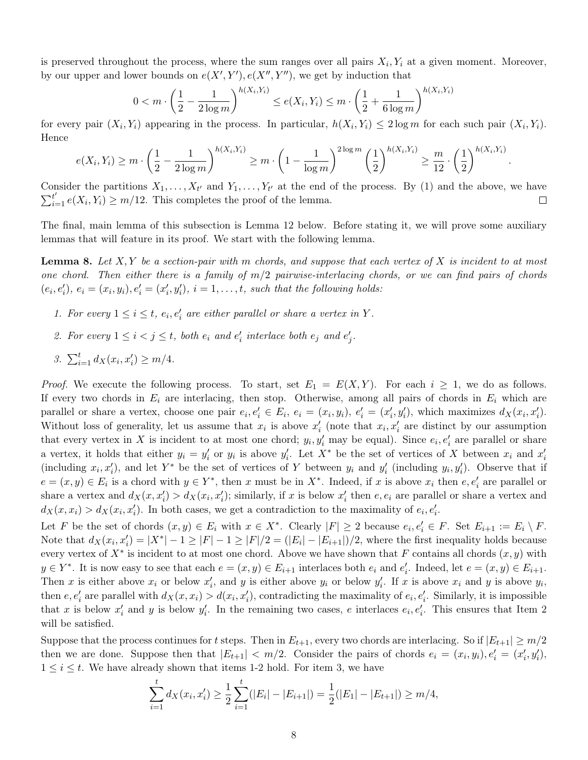is preserved throughout the process, where the sum ranges over all pairs $X_i, Y_i$ at a given moment. Moreover, by our upper and lower bounds on $e(X', Y'), e(X'', Y'')$, we get by induction that

$$0 < m \cdot \left(\frac{1}{2} - \frac{1}{2\log m}\right)^{h(X_i,Y_i)} \leq e(X_i, Y_i) \leq m \cdot \left(\frac{1}{2} + \frac{1}{6\log m}\right)^{h(X_i,Y_i)}$$

for every pair $(X_i, Y_i)$ appearing in the process. In particular, $h(X_i, Y_i) \leq 2\log m$ for each such pair $(X_i, Y_i)$. Hence

$$e(X_i, Y_i) \geq m \cdot \left(\frac{1}{2} - \frac{1}{2\log m}\right)^{h(X_i,Y_i)} \geq m \cdot \left(1 - \frac{1}{\log m}\right)^{2\log m} \left(\frac{1}{2}\right)^{h(X_i,Y_i)} \geq \frac{m}{12} \cdot \left(\frac{1}{2}\right)^{h(X_i,Y_i)}.$$

Consider the partitions $X_1, \dots, X_{t'}$ and $Y_1, \dots, Y_{t'}$ at the end of the process. By (1) and the above, we have $\sum_{i=1}^{t'} e(X_i, Y_i) \geq m/12$. This completes the proof of the lemma. $\square$

The final, main lemma of this subsection is Lemma 12 below. Before stating it, we will prove some auxiliary lemmas that will feature in its proof. We start with the following lemma.

**Lemma 8.** *Let $X, Y$ be a section-pair with $m$ chords, and suppose that each vertex of $X$ is incident to at most one chord. Then either there is a family of $m/2$ pairwise-interlacing chords, or we can find pairs of chords $(e_i, e_i')$, $e_i = (x_i, y_i), e_i' = (x_i', y_i')$, $i = 1, \dots, t$, such that the following holds:*

1. *For every $1 \leq i \leq t$, $e_i, e_i'$ are either parallel or share a vertex in $Y$.*
2. *For every $1 \leq i < j \leq t$, both $e_i$ and $e_i'$ interlace both $e_j$ and $e_j'$.*
3. *$\sum_{i=1}^{t} d_X(x_i, x_i') \geq m/4$.*

*Proof.* We execute the following process. To start, set $E_1 = E(X, Y)$. For each $i \geq 1$, we do as follows. If every two chords in $E_i$ are interlacing, then stop. Otherwise, among all pairs of chords in $E_i$ which are parallel or share a vertex, choose one pair $e_i, e_i' \in E_i$, $e_i = (x_i, y_i)$, $e_i' = (x_i', y_i')$, which maximizes $d_X(x_i, x_i')$. Without loss of generality, let us assume that $x_i$ is above $x_i'$ (note that $x_i, x_i'$ are distinct by our assumption that every vertex in $X$ is incident to at most one chord; $y_i, y_i'$ may be equal). Since $e_i, e_i'$ are parallel or share a vertex, it holds that either $y_i = y_i'$ or $y_i$ is above $y_i'$. Let $X^*$ be the set of vertices of $X$ between $x_i$ and $x_i'$ (including $x_i, x_i'$), and let $Y^*$ be the set of vertices of $Y$ between $y_i$ and $y_i'$ (including $y_i, y_i'$). Observe that if $e = (x, y) \in E_i$ is a chord with $y \in Y^*$, then $x$ must be in $X^*$. Indeed, if $x$ is above $x_i$ then $e, e_i'$ are parallel or share a vertex and $d_X(x, x_i') > d_X(x_i, x_i')$; similarly, if $x$ is below $x_i'$ then $e, e_i$ are parallel or share a vertex and $d_X(x, x_i) > d_X(x_i, x_i')$. In both cases, we get a contradiction to the maximality of $e_i, e_i'$.

Let $F$ be the set of chords $(x, y) \in E_i$ with $x \in X^*$. Clearly $|F| \geq 2$ because $e_i, e_i' \in F$. Set $E_{i+1} := E_i \setminus F$. Note that $d_X(x_i, x_i') = |X^*| - 1 \geq |F| - 1 \geq |F|/2 = (|E_i| - |E_{i+1}|)/2$, where the first inequality holds because every vertex of $X^*$ is incident to at most one chord. Above we have shown that $F$ contains all chords $(x, y)$ with $y \in Y^*$. It is now easy to see that each $e = (x, y) \in E_{i+1}$ interlaces both $e_i$ and $e_i'$. Indeed, let $e = (x, y) \in E_{i+1}$. Then $x$ is either above $x_i$ or below $x_i'$, and $y$ is either above $y_i$ or below $y_i'$. If $x$ is above $x_i$ and $y$ is above $y_i$, then $e, e_i'$ are parallel with $d_X(x, x_i) > d(x_i, x_i')$, contradicting the maximality of $e_i, e_i'$. Similarly, it is impossible that $x$ is below $x_i'$ and $y$ is below $y_i'$. In the remaining two cases, $e$ interlaces $e_i, e_i'$. This ensures that Item 2 will be satisfied.

Suppose that the process continues for $t$ steps. Then in $E_{t+1}$, every two chords are interlacing. So if $|E_{t+1}| \geq m/2$ then we are done. Suppose then that $|E_{t+1}| < m/2$. Consider the pairs of chords $e_i = (x_i, y_i), e_i' = (x_i', y_i')$, $1 \leq i \leq t$. We have already shown that items 1-2 hold. For item 3, we have

$$\sum_{i=1}^{t} d_X(x_i, x_i') \geq \frac{1}{2} \sum_{i=1}^{t} (|E_i| - |E_{i+1}|) = \frac{1}{2}(|E_1| - |E_{t+1}|) \geq m/4,$$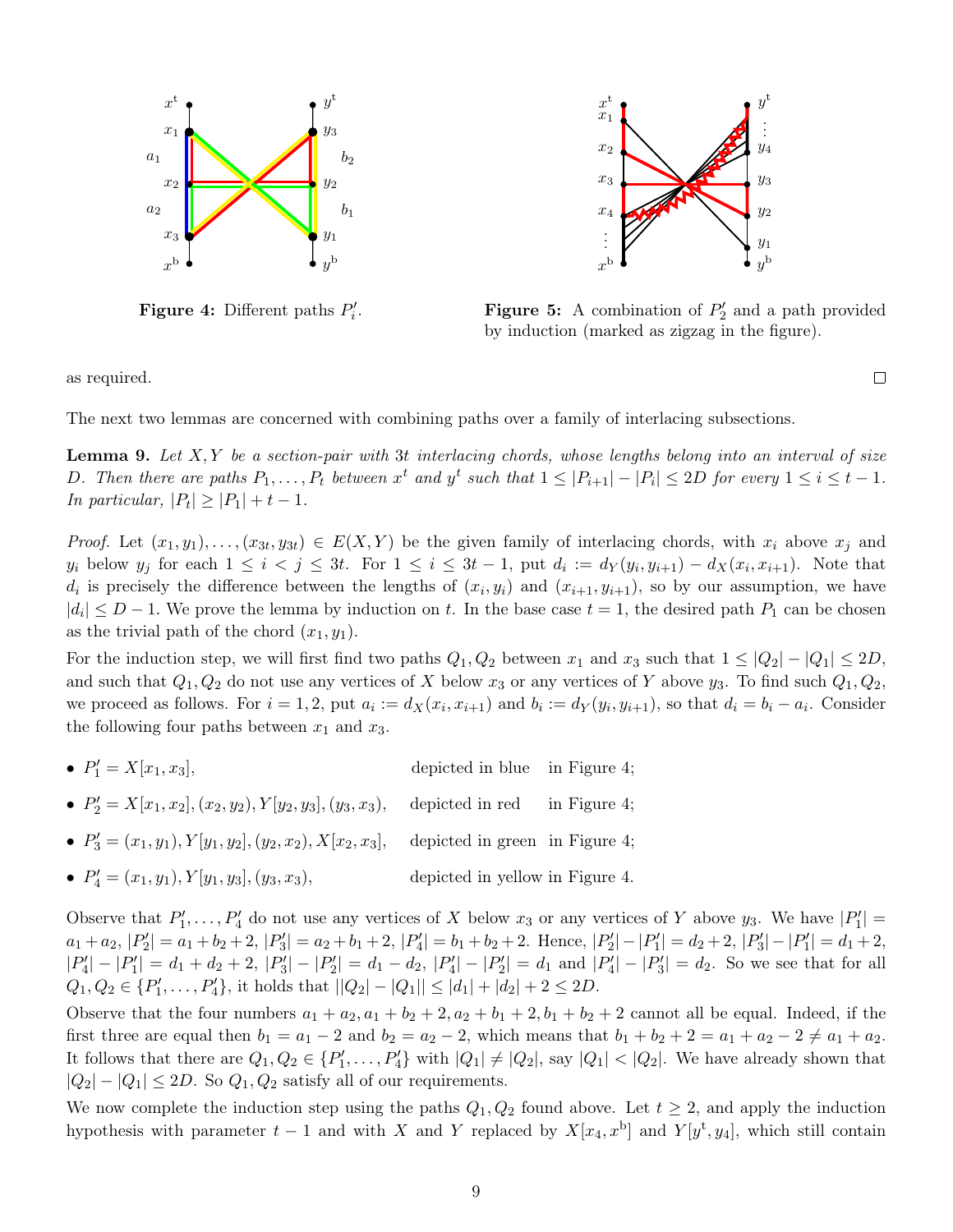**Figure 4:** Different paths $P'_i$.

**Figure 5:** A combination of $P'_2$ and a path provided by induction (marked as zigzag in the figure).

as required. □

The next two lemmas are concerned with combining paths over a family of interlacing subsections.

**Lemma 9.** *Let $X, Y$ be a section-pair with $3t$ interlacing chords, whose lengths belong into an interval of size $D$. Then there are paths $P_1, \dots, P_t$ between $x^{\mathrm{t}}$ and $y^{\mathrm{t}}$ such that $1 \le |P_{i+1}| - |P_i| \le 2D$ for every $1 \le i \le t-1$. In particular, $|P_t| \ge |P_1| + t - 1$.*

*Proof.* Let $(x_1, y_1), \dots, (x_{3t}, y_{3t}) \in E(X, Y)$ be the given family of interlacing chords, with $x_i$ above $x_j$ and $y_i$ below $y_j$ for each $1 \le i < j \le 3t$. For $1 \le i \le 3t-1$, put $d_i := d_Y(y_i, y_{i+1}) - d_X(x_i, x_{i+1})$. Note that $d_i$ is precisely the difference between the lengths of $(x_i, y_i)$ and $(x_{i+1}, y_{i+1})$, so by our assumption, we have $|d_i| \le D - 1$. We prove the lemma by induction on $t$. In the base case $t = 1$, the desired path $P_1$ can be chosen as the trivial path of the chord $(x_1, y_1)$.

For the induction step, we will first find two paths $Q_1, Q_2$ between $x_1$ and $x_3$ such that $1 \le |Q_2| - |Q_1| \le 2D$, and such that $Q_1, Q_2$ do not use any vertices of $X$ below $x_3$ or any vertices of $Y$ above $y_3$. To find such $Q_1, Q_2$, we proceed as follows. For $i = 1, 2$, put $a_i := d_X(x_i, x_{i+1})$ and $b_i := d_Y(y_i, y_{i+1})$, so that $d_i = b_i - a_i$. Consider the following four paths between $x_1$ and $x_3$.

- $P'_1 = X[x_1, x_3]$, depicted in blue in Figure 4;
- $P'_2 = X[x_1, x_2], (x_2, y_2), Y[y_2, y_3], (y_3, x_3)$, depicted in red in Figure 4;
- $P'_3 = (x_1, y_1), Y[y_1, y_2], (y_2, x_2), X[x_2, x_3]$, depicted in green in Figure 4;
- $P'_4 = (x_1, y_1), Y[y_1, y_3], (y_3, x_3)$, depicted in yellow in Figure 4.

Observe that $P'_1, \dots, P'_4$ do not use any vertices of $X$ below $x_3$ or any vertices of $Y$ above $y_3$. We have $|P'_1| = a_1 + a_2$, $|P'_2| = a_1 + b_2 + 2$, $|P'_3| = a_2 + b_1 + 2$, $|P'_4| = b_1 + b_2 + 2$. Hence, $|P'_2| - |P'_1| = d_2 + 2$, $|P'_3| - |P'_1| = d_1 + 2$, $|P'_4| - |P'_1| = d_1 + d_2 + 2$, $|P'_3| - |P'_2| = d_1 - d_2$, $|P'_4| - |P'_2| = d_1$ and $|P'_4| - |P'_3| = d_2$. So we see that for all $Q_1, Q_2 \in \{P'_1, \dots, P'_4\}$, it holds that $||Q_2| - |Q_1|| \le |d_1| + |d_2| + 2 \le 2D$.

Observe that the four numbers $a_1 + a_2, a_1 + b_2 + 2, a_2 + b_1 + 2, b_1 + b_2 + 2$ cannot all be equal. Indeed, if the first three are equal then $b_1 = a_1 - 2$ and $b_2 = a_2 - 2$, which means that $b_1 + b_2 + 2 = a_1 + a_2 - 2 \ne a_1 + a_2$. It follows that there are $Q_1, Q_2 \in \{P'_1, \dots, P'_4\}$ with $|Q_1| \ne |Q_2|$, say $|Q_1| < |Q_2|$. We have already shown that $|Q_2| - |Q_1| \le 2D$. So $Q_1, Q_2$ satisfy all of our requirements.

We now complete the induction step using the paths $Q_1, Q_2$ found above. Let $t \ge 2$, and apply the induction hypothesis with parameter $t - 1$ and with $X$ and $Y$ replaced by $X[x_4, x^{\mathrm{b}}]$ and $Y[y^{\mathrm{t}}, y_4]$, which still contain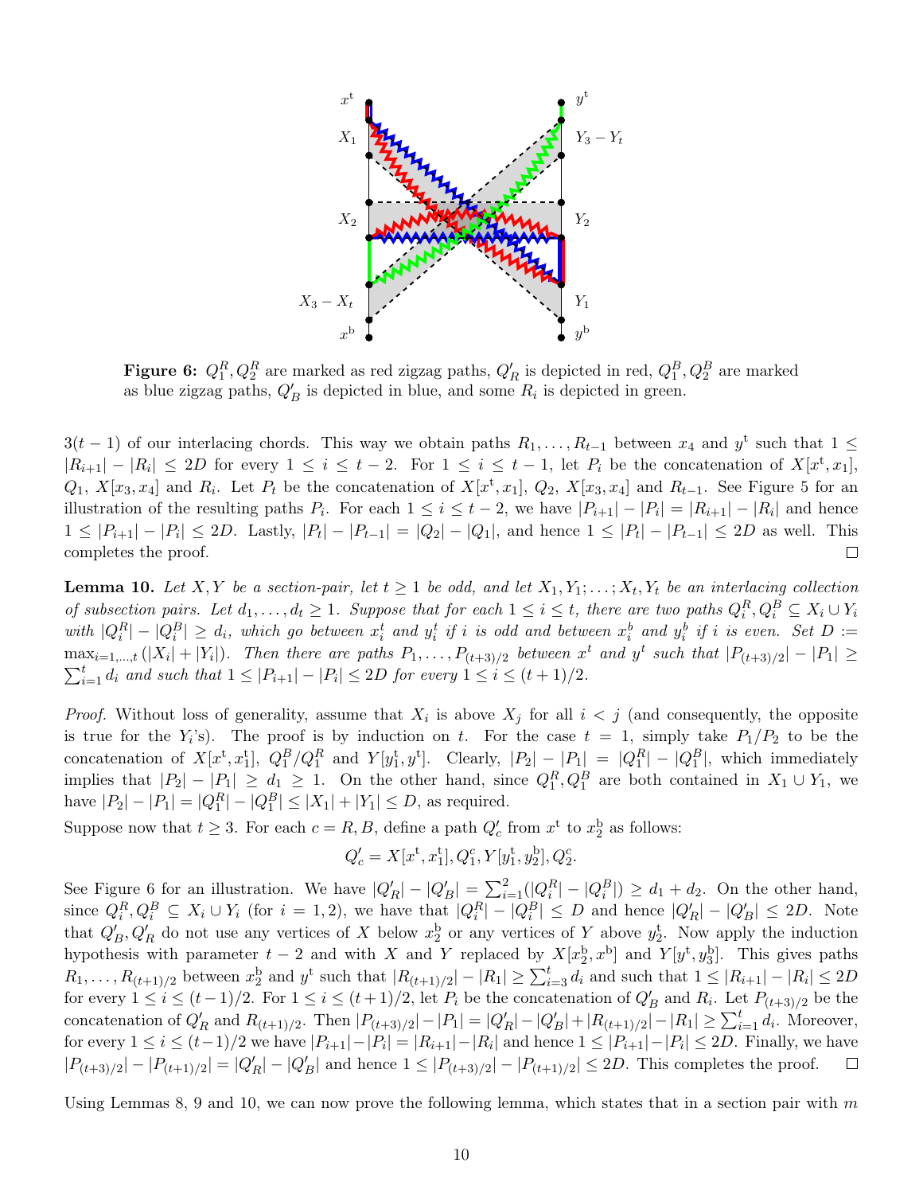Figure 6: $Q_1^R, Q_2^R$ are marked as red zigzag paths, $Q'_R$ is depicted in red, $Q_1^B, Q_2^B$ are marked as blue zigzag paths, $Q'_B$ is depicted in blue, and some $R_i$ is depicted in green.

$3(t-1)$ of our interlacing chords. This way we obtain paths $R_1, \dots, R_{t-1}$ between $x_4$ and $y^{\mathrm{t}}$ such that $1 \le |R_{i+1}| - |R_i| \le 2D$ for every $1 \le i \le t-2$. For $1 \le i \le t-1$, let $P_i$ be the concatenation of $X[x^{\mathrm{t}}, x_1]$, $Q_1$, $X[x_3, x_4]$ and $R_i$. Let $P_t$ be the concatenation of $X[x^{\mathrm{t}}, x_1]$, $Q_2$, $X[x_3, x_4]$ and $R_{t-1}$. See Figure 5 for an illustration of the resulting paths $P_i$. For each $1 \le i \le t-2$, we have $|P_{i+1}| - |P_i| = |R_{i+1}| - |R_i|$ and hence $1 \le |P_{i+1}| - |P_i| \le 2D$. Lastly, $|P_t| - |P_{t-1}| = |Q_2| - |Q_1|$, and hence $1 \le |P_t| - |P_{t-1}| \le 2D$ as well. This completes the proof. $\square$

**Lemma 10.** *Let $X, Y$ be a section-pair, let $t \ge 1$ be odd, and let $X_1, Y_1; \dots; X_t, Y_t$ be an interlacing collection of subsection pairs. Let $d_1, \dots, d_t \ge 1$. Suppose that for each $1 \le i \le t$, there are two paths $Q_i^R, Q_i^B \subseteq X_i \cup Y_i$ with $|Q_i^R| - |Q_i^B| \ge d_i$, which go between $x_i^t$ and $y_i^t$ if $i$ is odd and between $x_i^b$ and $y_i^b$ if $i$ is even. Set $D := \max_{i=1,\dots,t}(|X_i| + |Y_i|)$. Then there are paths $P_1, \dots, P_{(t+3)/2}$ between $x^{\mathrm{t}}$ and $y^{\mathrm{t}}$ such that $|P_{(t+3)/2}| - |P_1| \ge \sum_{i=1}^{t} d_i$ and such that $1 \le |P_{i+1}| - |P_i| \le 2D$ for every $1 \le i \le (t+1)/2$.*

*Proof.* Without loss of generality, assume that $X_i$ is above $X_j$ for all $i < j$ (and consequently, the opposite is true for the $Y_i$'s). The proof is by induction on $t$. For the case $t = 1$, simply take $P_1/P_2$ to be the concatenation of $X[x^{\mathrm{t}}, x_1^{\mathrm{t}}]$, $Q_1^B/Q_1^R$ and $Y[y_1^{\mathrm{t}}, y^{\mathrm{t}}]$. Clearly, $|P_2| - |P_1| = |Q_1^R| - |Q_1^B|$, which immediately implies that $|P_2| - |P_1| \ge d_1 \ge 1$. On the other hand, since $Q_1^R, Q_1^B$ are both contained in $X_1 \cup Y_1$, we have $|P_2| - |P_1| = |Q_1^R| - |Q_1^B| \le |X_1| + |Y_1| \le D$, as required.

Suppose now that $t \ge 3$. For each $c = R, B$, define a path $Q'_c$ from $x^{\mathrm{t}}$ to $x_2^{\mathrm{b}}$ as follows:

$$Q'_c = X[x^{\mathrm{t}}, x_1^{\mathrm{t}}], Q_1^c, Y[y_1^{\mathrm{t}}, y_2^{\mathrm{b}}], Q_2^c.$$

See Figure 6 for an illustration. We have $|Q'_R| - |Q'_B| = \sum_{i=1}^{2}(|Q_i^R| - |Q_i^B|) \ge d_1 + d_2$. On the other hand, since $Q_i^R, Q_i^B \subseteq X_i \cup Y_i$ (for $i = 1, 2$), we have that $|Q_i^R| - |Q_i^B| \le D$ and hence $|Q'_R| - |Q'_B| \le 2D$. Note that $Q'_B, Q'_R$ do not use any vertices of $X$ below $x_2^{\mathrm{b}}$ or any vertices of $Y$ above $y_2^{\mathrm{t}}$. Now apply the induction hypothesis with parameter $t-2$ and with $X$ and $Y$ replaced by $X[x_2^{\mathrm{b}}, x^{\mathrm{b}}]$ and $Y[y^{\mathrm{t}}, y_3^{\mathrm{b}}]$. This gives paths $R_1, \dots, R_{(t+1)/2}$ between $x_2^{\mathrm{b}}$ and $y^{\mathrm{t}}$ such that $|R_{(t+1)/2}| - |R_1| \ge \sum_{i=3}^{t} d_i$ and such that $1 \le |R_{i+1}| - |R_i| \le 2D$ for every $1 \le i \le (t-1)/2$. For $1 \le i \le (t+1)/2$, let $P_i$ be the concatenation of $Q'_B$ and $R_i$. Let $P_{(t+3)/2}$ be the concatenation of $Q'_R$ and $R_{(t+1)/2}$. Then $|P_{(t+3)/2}| - |P_1| = |Q'_R| - |Q'_B| + |R_{(t+1)/2}| - |R_1| \ge \sum_{i=1}^{t} d_i$. Moreover, for every $1 \le i \le (t-1)/2$ we have $|P_{i+1}| - |P_i| = |R_{i+1}| - |R_i|$ and hence $1 \le |P_{i+1}| - |P_i| \le 2D$. Finally, we have $|P_{(t+3)/2}| - |P_{(t+1)/2}| = |Q'_R| - |Q'_B|$ and hence $1 \le |P_{(t+3)/2}| - |P_{(t+1)/2}| \le 2D$. This completes the proof. $\square$

Using Lemmas 8, 9 and 10, we can now prove the following lemma, which states that in a section pair with $m$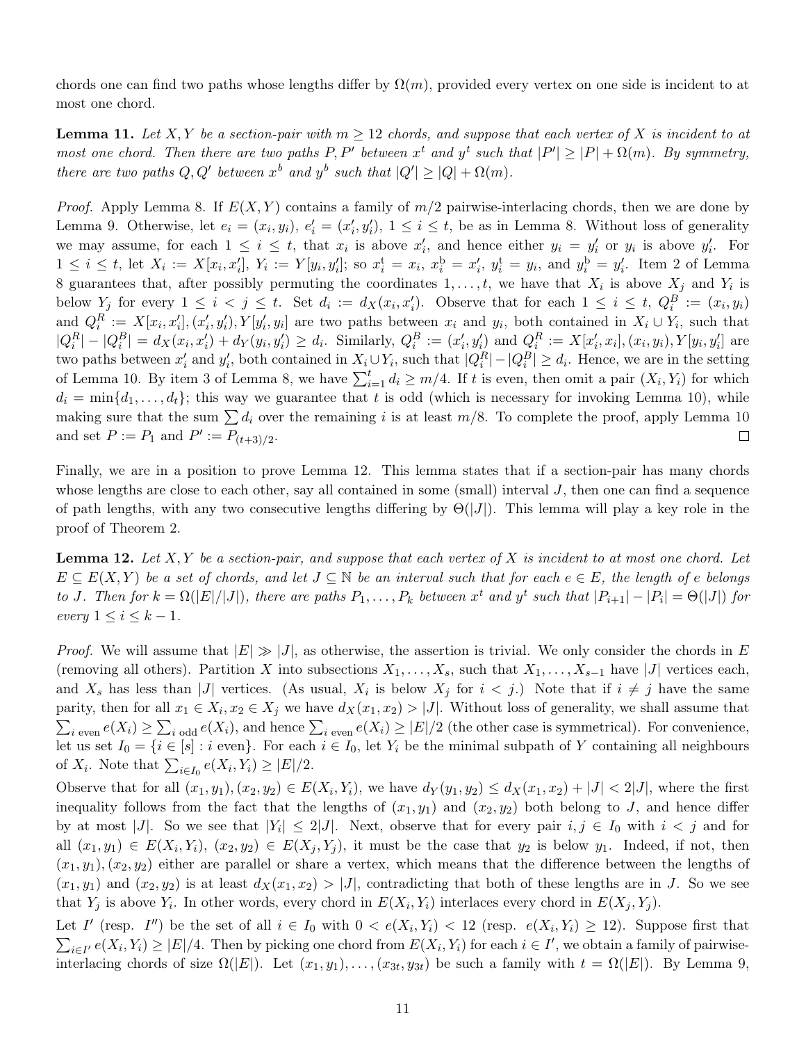chords one can find two paths whose lengths differ by $\Omega(m)$, provided every vertex on one side is incident to at most one chord.

**Lemma 11.** *Let $X, Y$ be a section-pair with $m \geq 12$ chords, and suppose that each vertex of $X$ is incident to at most one chord. Then there are two paths $P, P'$ between $x^t$ and $y^t$ such that $|P'| \geq |P| + \Omega(m)$. By symmetry, there are two paths $Q, Q'$ between $x^b$ and $y^b$ such that $|Q'| \geq |Q| + \Omega(m)$.*

*Proof.* Apply Lemma 8. If $E(X,Y)$ contains a family of $m/2$ pairwise-interlacing chords, then we are done by Lemma 9. Otherwise, let $e_i = (x_i, y_i)$, $e_i' = (x_i', y_i')$, $1 \leq i \leq t$, be as in Lemma 8. Without loss of generality we may assume, for each $1 \leq i \leq t$, that $x_i$ is above $x_i'$, and hence either $y_i = y_i'$ or $y_i$ is above $y_i'$. For $1 \leq i \leq t$, let $X_i := X[x_i, x_i']$, $Y_i := Y[y_i, y_i']$; so $x_i^{\text{t}} = x_i$, $x_i^{\text{b}} = x_i'$, $y_i^{\text{t}} = y_i$, and $y_i^{\text{b}} = y_i'$. Item 2 of Lemma 8 guarantees that, after possibly permuting the coordinates $1, \dots, t$, we have that $X_i$ is above $X_j$ and $Y_i$ is below $Y_j$ for every $1 \leq i < j \leq t$. Set $d_i := d_X(x_i, x_i')$. Observe that for each $1 \leq i \leq t$, $Q_i^B := (x_i, y_i)$ and $Q_i^R := X[x_i, x_i'], (x_i', y_i'), Y[y_i', y_i]$ are two paths between $x_i$ and $y_i$, both contained in $X_i \cup Y_i$, such that $|Q_i^R| - |Q_i^B| = d_X(x_i, x_i') + d_Y(y_i, y_i') \geq d_i$. Similarly, $Q_i^B := (x_i', y_i')$ and $Q_i^R := X[x_i', x_i], (x_i, y_i), Y[y_i, y_i']$ are two paths between $x_i'$ and $y_i'$, both contained in $X_i \cup Y_i$, such that $|Q_i^R| - |Q_i^B| \geq d_i$. Hence, we are in the setting of Lemma 10. By item 3 of Lemma 8, we have $\sum_{i=1}^t d_i \geq m/4$. If $t$ is even, then omit a pair $(X_i, Y_i)$ for which $d_i = \min\{d_1, \dots, d_t\}$; this way we guarantee that $t$ is odd (which is necessary for invoking Lemma 10), while making sure that the sum $\sum d_i$ over the remaining $i$ is at least $m/8$. To complete the proof, apply Lemma 10 and set $P := P_1$ and $P' := P_{(t+3)/2}$. $\square$

Finally, we are in a position to prove Lemma 12. This lemma states that if a section-pair has many chords whose lengths are close to each other, say all contained in some (small) interval $J$, then one can find a sequence of path lengths, with any two consecutive lengths differing by $\Theta(|J|)$. This lemma will play a key role in the proof of Theorem 2.

**Lemma 12.** *Let $X, Y$ be a section-pair, and suppose that each vertex of $X$ is incident to at most one chord. Let $E \subseteq E(X,Y)$ be a set of chords, and let $J \subseteq \mathbb{N}$ be an interval such that for each $e \in E$, the length of $e$ belongs to $J$. Then for $k = \Omega(|E|/|J|)$, there are paths $P_1, \dots, P_k$ between $x^t$ and $y^t$ such that $|P_{i+1}| - |P_i| = \Theta(|J|)$ for every $1 \leq i \leq k-1$.*

*Proof.* We will assume that $|E| \gg |J|$, as otherwise, the assertion is trivial. We only consider the chords in $E$ (removing all others). Partition $X$ into subsections $X_1, \dots, X_s$, such that $X_1, \dots, X_{s-1}$ have $|J|$ vertices each, and $X_s$ has less than $|J|$ vertices. (As usual, $X_i$ is below $X_j$ for $i < j$.) Note that if $i \neq j$ have the same parity, then for all $x_1 \in X_i, x_2 \in X_j$ we have $d_X(x_1, x_2) > |J|$. Without loss of generality, we shall assume that $\sum_{i \text{ even}} e(X_i) \geq \sum_{i \text{ odd}} e(X_i)$, and hence $\sum_{i \text{ even}} e(X_i) \geq |E|/2$ (the other case is symmetrical). For convenience, let us set $I_0 = \{i \in [s] : i \text{ even}\}$. For each $i \in I_0$, let $Y_i$ be the minimal subpath of $Y$ containing all neighbours of $X_i$. Note that $\sum_{i \in I_0} e(X_i, Y_i) \geq |E|/2$.

Observe that for all $(x_1, y_1), (x_2, y_2) \in E(X_i, Y_i)$, we have $d_Y(y_1, y_2) \leq d_X(x_1, x_2) + |J| < 2|J|$, where the first inequality follows from the fact that the lengths of $(x_1, y_1)$ and $(x_2, y_2)$ both belong to $J$, and hence differ by at most $|J|$. So we see that $|Y_i| \leq 2|J|$. Next, observe that for every pair $i, j \in I_0$ with $i < j$ and for all $(x_1, y_1) \in E(X_i, Y_i)$, $(x_2, y_2) \in E(X_j, Y_j)$, it must be the case that $y_2$ is below $y_1$. Indeed, if not, then $(x_1, y_1), (x_2, y_2)$ either are parallel or share a vertex, which means that the difference between the lengths of $(x_1, y_1)$ and $(x_2, y_2)$ is at least $d_X(x_1, x_2) > |J|$, contradicting that both of these lengths are in $J$. So we see that $Y_j$ is above $Y_i$. In other words, every chord in $E(X_i, Y_i)$ interlaces every chord in $E(X_j, Y_j)$.

Let $I'$ (resp. $I''$) be the set of all $i \in I_0$ with $0 < e(X_i, Y_i) < 12$ (resp. $e(X_i, Y_i) \geq 12$). Suppose first that $\sum_{i \in I'} e(X_i, Y_i) \geq |E|/4$. Then by picking one chord from $E(X_i, Y_i)$ for each $i \in I'$, we obtain a family of pairwise-interlacing chords of size $\Omega(|E|)$. Let $(x_1, y_1), \dots, (x_{3t}, y_{3t})$ be such a family with $t = \Omega(|E|)$. By Lemma 9,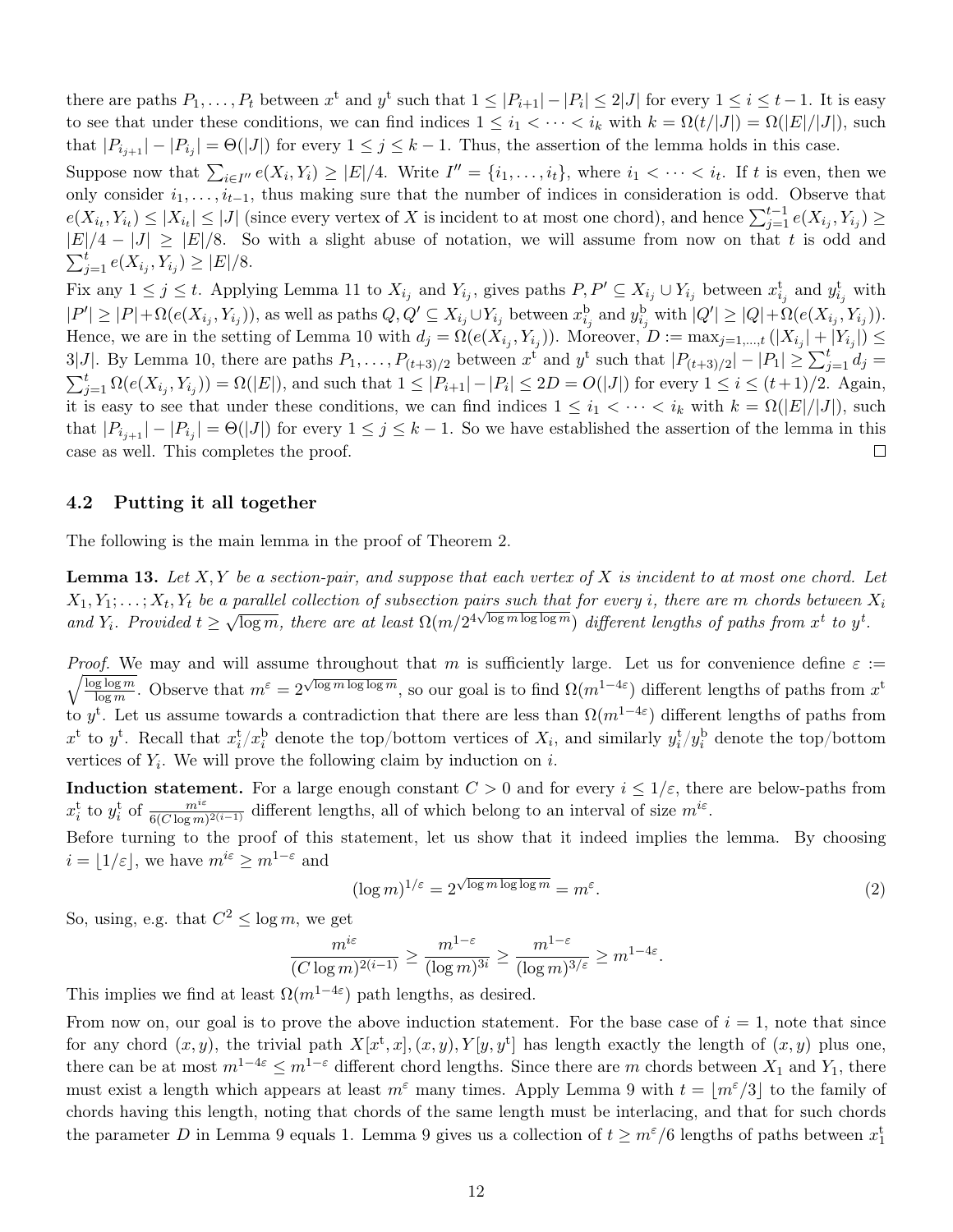there are paths $P_1, \dots, P_t$ between $x^{\mathrm{t}}$ and $y^{\mathrm{t}}$ such that $1 \le |P_{i+1}| - |P_i| \le 2|J|$ for every $1 \le i \le t-1$. It is easy to see that under these conditions, we can find indices $1 \le i_1 < \cdots < i_k$ with $k = \Omega(t/|J|) = \Omega(|E|/|J|)$, such that $|P_{i_{j+1}}| - |P_{i_j}| = \Theta(|J|)$ for every $1 \le j \le k-1$. Thus, the assertion of the lemma holds in this case.

Suppose now that $\sum_{i \in I''} e(X_i, Y_i) \ge |E|/4$. Write $I'' = \{i_1, \dots, i_t\}$, where $i_1 < \cdots < i_t$. If $t$ is even, then we only consider $i_1, \dots, i_{t-1}$, thus making sure that the number of indices in consideration is odd. Observe that $e(X_{i_t}, Y_{i_t}) \le |X_{i_t}| \le |J|$ (since every vertex of $X$ is incident to at most one chord), and hence $\sum_{j=1}^{t-1} e(X_{i_j}, Y_{i_j}) \ge |E|/4 - |J| \ge |E|/8$. So with a slight abuse of notation, we will assume from now on that $t$ is odd and $\sum_{j=1}^{t} e(X_{i_j}, Y_{i_j}) \ge |E|/8$.

Fix any $1 \le j \le t$. Applying Lemma 11 to $X_{i_j}$ and $Y_{i_j}$, gives paths $P, P' \subseteq X_{i_j} \cup Y_{i_j}$ between $x^{\mathrm{t}}_{i_j}$ and $y^{\mathrm{t}}_{i_j}$ with $|P'| \ge |P| + \Omega(e(X_{i_j}, Y_{i_j}))$, as well as paths $Q, Q' \subseteq X_{i_j} \cup Y_{i_j}$ between $x^{\mathrm{b}}_{i_j}$ and $y^{\mathrm{b}}_{i_j}$ with $|Q'| \ge |Q| + \Omega(e(X_{i_j}, Y_{i_j}))$. Hence, we are in the setting of Lemma 10 with $d_j = \Omega(e(X_{i_j}, Y_{i_j}))$. Moreover, $D := \max_{j=1,\dots,t} (|X_{i_j}| + |Y_{i_j}|) \le 3|J|$. By Lemma 10, there are paths $P_1, \dots, P_{(t+3)/2}$ between $x^{\mathrm{t}}$ and $y^{\mathrm{t}}$ such that $|P_{(t+3)/2}| - |P_1| \ge \sum_{j=1}^{t} d_j = \sum_{j=1}^{t} \Omega(e(X_{i_j}, Y_{i_j})) = \Omega(|E|)$, and such that $1 \le |P_{i+1}| - |P_i| \le 2D = O(|J|)$ for every $1 \le i \le (t+1)/2$. Again, it is easy to see that under these conditions, we can find indices $1 \le i_1 < \cdots < i_k$ with $k = \Omega(|E|/|J|)$, such that $|P_{i_{j+1}}| - |P_{i_j}| = \Theta(|J|)$ for every $1 \le j \le k-1$. So we have established the assertion of the lemma in this case as well. This completes the proof. $\square$

### 4.2 Putting it all together

The following is the main lemma in the proof of Theorem 2.

**Lemma 13.** *Let $X, Y$ be a section-pair, and suppose that each vertex of $X$ is incident to at most one chord. Let $X_1, Y_1; \dots; X_t, Y_t$ be a parallel collection of subsection pairs such that for every $i$, there are $m$ chords between $X_i$ and $Y_i$. Provided $t \ge \sqrt{\log m}$, there are at least $\Omega(m/2^{4\sqrt{\log m \log\log m}})$ different lengths of paths from $x^{\mathrm{t}}$ to $y^{\mathrm{t}}$.*

*Proof.* We may and will assume throughout that $m$ is sufficiently large. Let us for convenience define $\varepsilon := \sqrt{\frac{\log\log m}{\log m}}$. Observe that $m^{\varepsilon} = 2^{\sqrt{\log m \log\log m}}$, so our goal is to find $\Omega(m^{1-4\varepsilon})$ different lengths of paths from $x^{\mathrm{t}}$ to $y^{\mathrm{t}}$. Let us assume towards a contradiction that there are less than $\Omega(m^{1-4\varepsilon})$ different lengths of paths from $x^{\mathrm{t}}$ to $y^{\mathrm{t}}$. Recall that $x^{\mathrm{t}}_i/x^{\mathrm{b}}_i$ denote the top/bottom vertices of $X_i$, and similarly $y^{\mathrm{t}}_i/y^{\mathrm{b}}_i$ denote the top/bottom vertices of $Y_i$. We will prove the following claim by induction on $i$.

**Induction statement.** For a large enough constant $C > 0$ and for every $i \le 1/\varepsilon$, there are below-paths from $x^{\mathrm{t}}_i$ to $y^{\mathrm{t}}_i$ of $\frac{m^{i\varepsilon}}{6(C \log m)^{2(i-1)}}$ different lengths, all of which belong to an interval of size $m^{i\varepsilon}$.

Before turning to the proof of this statement, let us show that it indeed implies the lemma. By choosing $i = \lfloor 1/\varepsilon \rfloor$, we have $m^{i\varepsilon} \ge m^{1-\varepsilon}$ and

$$(\log m)^{1/\varepsilon} = 2^{\sqrt{\log m \log\log m}} = m^{\varepsilon}. \tag{2}$$

So, using, e.g. that $C^2 \le \log m$, we get

$$\frac{m^{i\varepsilon}}{(C \log m)^{2(i-1)}} \ge \frac{m^{1-\varepsilon}}{(\log m)^{3i}} \ge \frac{m^{1-\varepsilon}}{(\log m)^{3/\varepsilon}} \ge m^{1-4\varepsilon}.$$

This implies we find at least $\Omega(m^{1-4\varepsilon})$ path lengths, as desired.

From now on, our goal is to prove the above induction statement. For the base case of $i = 1$, note that since for any chord $(x, y)$, the trivial path $X[x^{\mathrm{t}}, x], (x, y), Y[y, y^{\mathrm{t}}]$ has length exactly the length of $(x, y)$ plus one, there can be at most $m^{1-4\varepsilon} \le m^{1-\varepsilon}$ different chord lengths. Since there are $m$ chords between $X_1$ and $Y_1$, there must exist a length which appears at least $m^{\varepsilon}$ many times. Apply Lemma 9 with $t = \lfloor m^{\varepsilon}/3 \rfloor$ to the family of chords having this length, noting that chords of the same length must be interlacing, and that for such chords the parameter $D$ in Lemma 9 equals 1. Lemma 9 gives us a collection of $t \ge m^{\varepsilon}/6$ lengths of paths between $x^{\mathrm{t}}_1$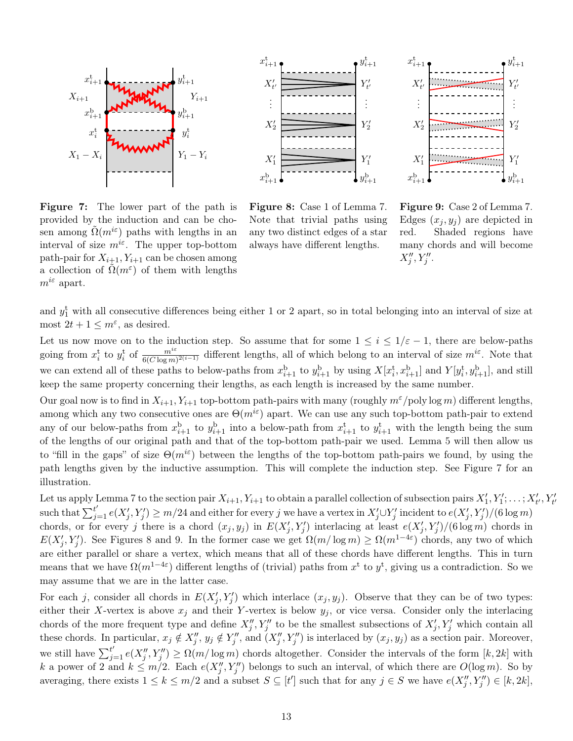**Figure 7:** The lower part of the path is provided by the induction and can be chosen among $\tilde{\Omega}(m^{i\varepsilon})$ paths with lengths in an interval of size $m^{i\varepsilon}$. The upper top-bottom path-pair for $X_{i+1}, Y_{i+1}$ can be chosen among a collection of $\tilde{\Omega}(m^{\varepsilon})$ of them with lengths $m^{i\varepsilon}$ apart.

**Figure 8:** Case 1 of Lemma 7. Note that trivial paths using any two distinct edges of a star always have different lengths.

**Figure 9:** Case 2 of Lemma 7. Edges $(x_j, y_j)$ are depicted in red. Shaded regions have many chords and will become $X''_j, Y''_j$.

and $y_1^{\mathrm{t}}$ with all consecutive differences being either 1 or 2 apart, so in total belonging into an interval of size at most $2t + 1 \leq m^{\varepsilon}$, as desired.

Let us now move on to the induction step. So assume that for some $1 \leq i \leq 1/\varepsilon - 1$, there are below-paths going from $x_i^{\mathrm{t}}$ to $y_i^{\mathrm{t}}$ of $\frac{m^{i\varepsilon}}{6(C\log m)^{2(i-1)}}$ different lengths, all of which belong to an interval of size $m^{i\varepsilon}$. Note that we can extend all of these paths to below-paths from $x_{i+1}^{\mathrm{b}}$ to $y_{i+1}^{\mathrm{b}}$ by using $X[x_i^{\mathrm{t}}, x_{i+1}^{\mathrm{b}}]$ and $Y[y_i^{\mathrm{t}}, y_{i+1}^{\mathrm{b}}]$, and still keep the same property concerning their lengths, as each length is increased by the same number.

Our goal now is to find in $X_{i+1}, Y_{i+1}$ top-bottom path-pairs with many (roughly $m^{\varepsilon}/\operatorname{poly}\log m$) different lengths, among which any two consecutive ones are $\Theta(m^{i\varepsilon})$ apart. We can use any such top-bottom path-pair to extend any of our below-paths from $x_{i+1}^{\mathrm{b}}$ to $y_{i+1}^{\mathrm{b}}$ into a below-path from $x_{i+1}^{\mathrm{t}}$ to $y_{i+1}^{\mathrm{t}}$ with the length being the sum of the lengths of our original path and that of the top-bottom path-pair we used. Lemma 5 will then allow us to "fill in the gaps" of size $\Theta(m^{i\varepsilon})$ between the lengths of the top-bottom path-pairs we found, by using the path lengths given by the inductive assumption. This will complete the induction step. See Figure 7 for an illustration.

Let us apply Lemma 7 to the section pair $X_{i+1}, Y_{i+1}$ to obtain a parallel collection of subsection pairs $X'_1, Y'_1; \ldots; X'_{t'}, Y'_{t'}$ such that $\sum_{j=1}^{t'} e(X'_j, Y'_j) \geq m/24$ and either for every $j$ we have a vertex in $X'_j \cup Y'_j$ incident to $e(X'_j, Y'_j)/(6\log m)$ chords, or for every $j$ there is a chord $(x_j, y_j)$ in $E(X'_j, Y'_j)$ interlacing at least $e(X'_j, Y'_j)/(6\log m)$ chords in $E(X'_j, Y'_j)$. See Figures 8 and 9. In the former case we get $\Omega(m/\log m) \geq \Omega(m^{1-4\varepsilon})$ chords, any two of which are either parallel or share a vertex, which means that all of these chords have different lengths. This in turn means that we have $\Omega(m^{1-4\varepsilon})$ different lengths of (trivial) paths from $x^{\mathrm{t}}$ to $y^{\mathrm{t}}$, giving us a contradiction. So we may assume that we are in the latter case.

For each $j$, consider all chords in $E(X'_j, Y'_j)$ which interlace $(x_j, y_j)$. Observe that they can be of two types: either their $X$-vertex is above $x_j$ and their $Y$-vertex is below $y_j$, or vice versa. Consider only the interlacing chords of the more frequent type and define $X''_j, Y''_j$ to be the smallest subsections of $X'_j, Y'_j$ which contain all these chords. In particular, $x_j \notin X''_j$, $y_j \notin Y''_j$, and $(X''_j, Y''_j)$ is interlaced by $(x_j, y_j)$ as a section pair. Moreover, we still have $\sum_{j=1}^{t'} e(X''_j, Y''_j) \geq \Omega(m/\log m)$ chords altogether. Consider the intervals of the form $[k, 2k]$ with $k$ a power of 2 and $k \leq m/2$. Each $e(X''_j, Y''_j)$ belongs to such an interval, of which there are $O(\log m)$. So by averaging, there exists $1 \leq k \leq m/2$ and a subset $S \subseteq [t']$ such that for any $j \in S$ we have $e(X''_j, Y''_j) \in [k, 2k]$,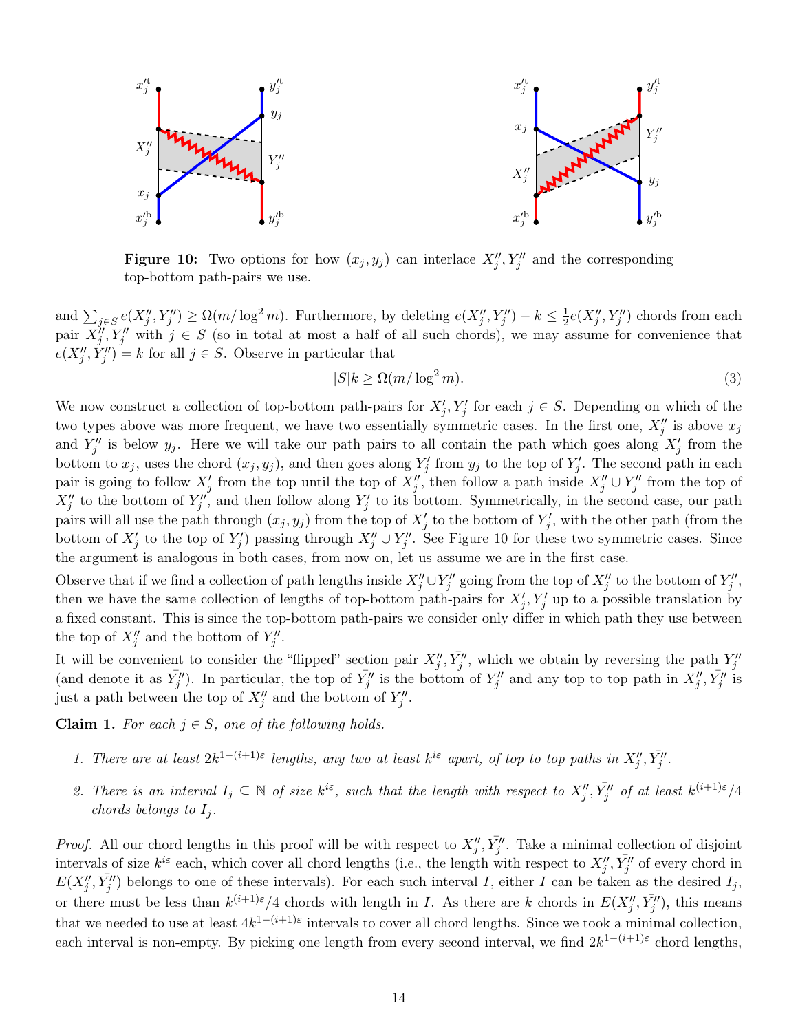**Figure 10:** Two options for how $(x_j, y_j)$ can interlace $X''_j, Y''_j$ and the corresponding top-bottom path-pairs we use.

and $\sum_{j \in S} e(X''_j, Y''_j) \geq \Omega(m/\log^2 m)$. Furthermore, by deleting $e(X''_j, Y''_j) - k \leq \frac{1}{2} e(X''_j, Y''_j)$ chords from each pair $X''_j, Y''_j$ with $j \in S$ (so in total at most a half of all such chords), we may assume for convenience that $e(X''_j, Y''_j) = k$ for all $j \in S$. Observe in particular that

$$|S|k \geq \Omega(m/\log^2 m). \tag{3}$$

We now construct a collection of top-bottom path-pairs for $X'_j, Y'_j$ for each $j \in S$. Depending on which of the two types above was more frequent, we have two essentially symmetric cases. In the first one, $X''_j$ is above $x_j$ and $Y''_j$ is below $y_j$. Here we will take our path pairs to all contain the path which goes along $X'_j$ from the bottom to $x_j$, uses the chord $(x_j, y_j)$, and then goes along $Y'_j$ from $y_j$ to the top of $Y'_j$. The second path in each pair is going to follow $X'_j$ from the top until the top of $X''_j$, then follow a path inside $X''_j \cup Y''_j$ from the top of $X''_j$ to the bottom of $Y''_j$, and then follow along $Y'_j$ to its bottom. Symmetrically, in the second case, our path pairs will all use the path through $(x_j, y_j)$ from the top of $X'_j$ to the bottom of $Y'_j$, with the other path (from the bottom of $X'_j$ to the top of $Y'_j$) passing through $X''_j \cup Y''_j$. See Figure 10 for these two symmetric cases. Since the argument is analogous in both cases, from now on, let us assume we are in the first case.

Observe that if we find a collection of path lengths inside $X''_j \cup Y''_j$ going from the top of $X''_j$ to the bottom of $Y''_j$, then we have the same collection of lengths of top-bottom path-pairs for $X'_j, Y'_j$ up to a possible translation by a fixed constant. This is since the top-bottom path-pairs we consider only differ in which path they use between the top of $X''_j$ and the bottom of $Y''_j$.

It will be convenient to consider the "flipped" section pair $X''_j, \bar{Y}''_j$, which we obtain by reversing the path $Y''_j$ (and denote it as $\bar{Y}''_j$). In particular, the top of $\bar{Y}''_j$ is the bottom of $Y''_j$ and any top to top path in $X''_j, \bar{Y}''_j$ is just a path between the top of $X''_j$ and the bottom of $Y''_j$.

**Claim 1.** *For each $j \in S$, one of the following holds.*

1. *There are at least $2k^{1-(i+1)\varepsilon}$ lengths, any two at least $k^{i\varepsilon}$ apart, of top to top paths in $X''_j, \bar{Y}''_j$.*
2. *There is an interval $I_j \subseteq \mathbb{N}$ of size $k^{i\varepsilon}$, such that the length with respect to $X''_j, \bar{Y}''_j$ of at least $k^{(i+1)\varepsilon}/4$ chords belongs to $I_j$.*

*Proof.* All our chord lengths in this proof will be with respect to $X''_j, \bar{Y}''_j$. Take a minimal collection of disjoint intervals of size $k^{i\varepsilon}$ each, which cover all chord lengths (i.e., the length with respect to $X''_j, \bar{Y}''_j$ of every chord in $E(X''_j, \bar{Y}''_j)$ belongs to one of these intervals). For each such interval $I$, either $I$ can be taken as the desired $I_j$, or there must be less than $k^{(i+1)\varepsilon}/4$ chords with length in $I$. As there are $k$ chords in $E(X''_j, \bar{Y}''_j)$, this means that we needed to use at least $4k^{1-(i+1)\varepsilon}$ intervals to cover all chord lengths. Since we took a minimal collection, each interval is non-empty. By picking one length from every second interval, we find $2k^{1-(i+1)\varepsilon}$ chord lengths,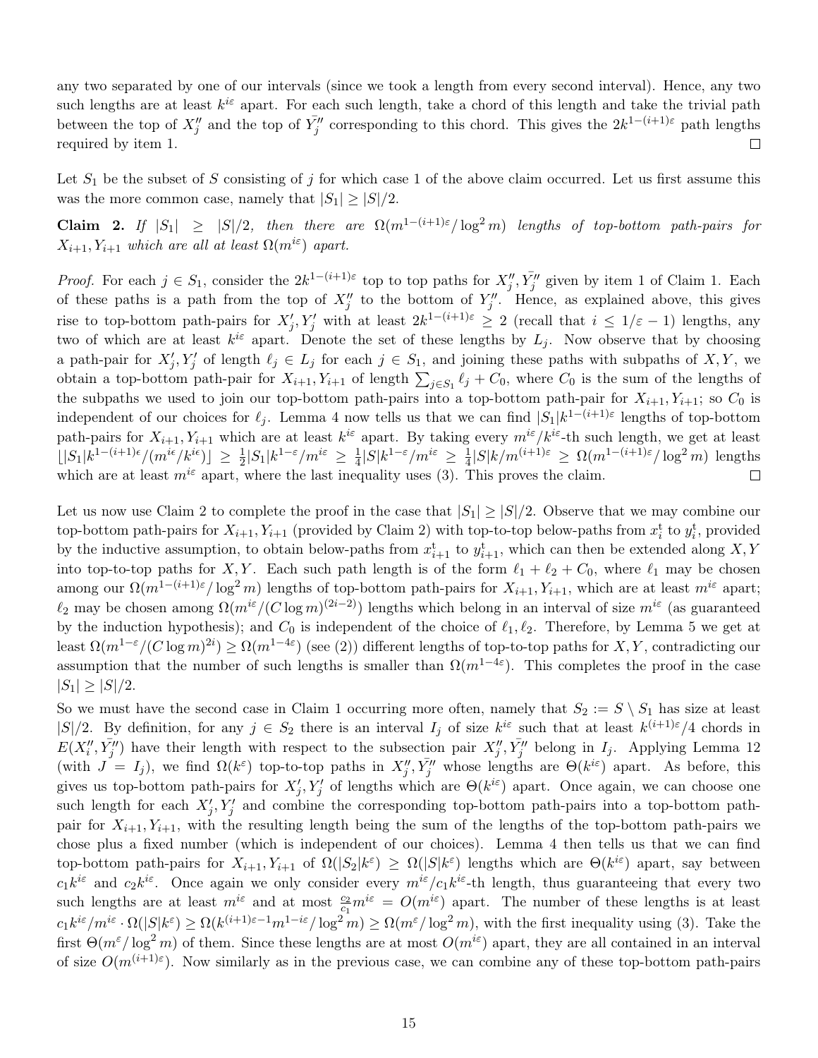any two separated by one of our intervals (since we took a length from every second interval). Hence, any two such lengths are at least $k^{i\varepsilon}$ apart. For each such length, take a chord of this length and take the trivial path between the top of $X''_j$ and the top of $\bar{Y}''_j$ corresponding to this chord. This gives the $2k^{1-(i+1)\varepsilon}$ path lengths required by item 1. ☐

Let $S_1$ be the subset of $S$ consisting of $j$ for which case 1 of the above claim occurred. Let us first assume this was the more common case, namely that $|S_1| \geq |S|/2$.

**Claim 2.** *If $|S_1| \geq |S|/2$, then there are $\Omega(m^{1-(i+1)\varepsilon}/\log^2 m)$ lengths of top-bottom path-pairs for $X_{i+1}, Y_{i+1}$ which are all at least $\Omega(m^{i\varepsilon})$ apart.*

*Proof.* For each $j \in S_1$, consider the $2k^{1-(i+1)\varepsilon}$ top to top paths for $X''_j, \bar{Y}''_j$ given by item 1 of Claim 1. Each of these paths is a path from the top of $X''_j$ to the bottom of $Y''_j$. Hence, as explained above, this gives rise to top-bottom path-pairs for $X'_j, Y'_j$ with at least $2k^{1-(i+1)\varepsilon} \geq 2$ (recall that $i \leq 1/\varepsilon - 1$) lengths, any two of which are at least $k^{i\varepsilon}$ apart. Denote the set of these lengths by $L_j$. Now observe that by choosing a path-pair for $X'_j, Y'_j$ of length $\ell_j \in L_j$ for each $j \in S_1$, and joining these paths with subpaths of $X, Y$, we obtain a top-bottom path-pair for $X_{i+1}, Y_{i+1}$ of length $\sum_{j \in S_1} \ell_j + C_0$, where $C_0$ is the sum of the lengths of the subpaths we used to join our top-bottom path-pairs into a top-bottom path-pair for $X_{i+1}, Y_{i+1}$; so $C_0$ is independent of our choices for $\ell_j$. Lemma 4 now tells us that we can find $|S_1|k^{1-(i+1)\varepsilon}$ lengths of top-bottom path-pairs for $X_{i+1}, Y_{i+1}$ which are at least $k^{i\varepsilon}$ apart. By taking every $m^{i\varepsilon}/k^{i\varepsilon}$-th such length, we get at least $\lfloor |S_1| k^{1-(i+1)\epsilon}/(m^{i\epsilon}/k^{i\epsilon}) \rfloor \geq \frac{1}{2}|S_1|k^{1-\varepsilon}/m^{i\varepsilon} \geq \frac{1}{4}|S|k^{1-\varepsilon}/m^{i\varepsilon} \geq \frac{1}{4}|S|k/m^{(i+1)\varepsilon} \geq \Omega(m^{1-(i+1)\varepsilon}/\log^2 m)$ lengths which are at least $m^{i\varepsilon}$ apart, where the last inequality uses (3). This proves the claim. ☐

Let us now use Claim 2 to complete the proof in the case that $|S_1| \geq |S|/2$. Observe that we may combine our top-bottom path-pairs for $X_{i+1}, Y_{i+1}$ (provided by Claim 2) with top-to-top below-paths from $x_i^{\mathrm{t}}$ to $y_i^{\mathrm{t}}$, provided by the inductive assumption, to obtain below-paths from $x_{i+1}^{\mathrm{t}}$ to $y_{i+1}^{\mathrm{t}}$, which can then be extended along $X, Y$ into top-to-top paths for $X, Y$. Each such path length is of the form $\ell_1 + \ell_2 + C_0$, where $\ell_1$ may be chosen among our $\Omega(m^{1-(i+1)\varepsilon}/\log^2 m)$ lengths of top-bottom path-pairs for $X_{i+1}, Y_{i+1}$, which are at least $m^{i\varepsilon}$ apart; $\ell_2$ may be chosen among $\Omega(m^{i\varepsilon}/(C\log m)^{(2i-2)})$ lengths which belong in an interval of size $m^{i\varepsilon}$ (as guaranteed by the induction hypothesis); and $C_0$ is independent of the choice of $\ell_1, \ell_2$. Therefore, by Lemma 5 we get at least $\Omega(m^{1-\varepsilon}/(C\log m)^{2i}) \geq \Omega(m^{1-4\varepsilon})$ (see (2)) different lengths of top-to-top paths for $X, Y$, contradicting our assumption that the number of such lengths is smaller than $\Omega(m^{1-4\varepsilon})$. This completes the proof in the case $|S_1| \geq |S|/2$.

So we must have the second case in Claim 1 occurring more often, namely that $S_2 := S \setminus S_1$ has size at least $|S|/2$. By definition, for any $j \in S_2$ there is an interval $I_j$ of size $k^{i\varepsilon}$ such that at least $k^{(i+1)\varepsilon}/4$ chords in $E(X''_i, \bar{Y}''_j)$ have their length with respect to the subsection pair $X''_j, \bar{Y}''_j$ belong in $I_j$. Applying Lemma 12 (with $J = I_j$), we find $\Omega(k^\varepsilon)$ top-to-top paths in $X''_j, \bar{Y}''_j$ whose lengths are $\Theta(k^{i\varepsilon})$ apart. As before, this gives us top-bottom path-pairs for $X'_j, Y'_j$ of lengths which are $\Theta(k^{i\varepsilon})$ apart. Once again, we can choose one such length for each $X'_j, Y'_j$ and combine the corresponding top-bottom path-pairs into a top-bottom path-pair for $X_{i+1}, Y_{i+1}$, with the resulting length being the sum of the lengths of the top-bottom path-pairs we chose plus a fixed number (which is independent of our choices). Lemma 4 then tells us that we can find top-bottom path-pairs for $X_{i+1}, Y_{i+1}$ of $\Omega(|S_2|k^\varepsilon) \geq \Omega(|S|k^\varepsilon)$ lengths which are $\Theta(k^{i\varepsilon})$ apart, say between $c_1 k^{i\varepsilon}$ and $c_2 k^{i\varepsilon}$. Once again we only consider every $m^{i\varepsilon}/c_1 k^{i\varepsilon}$-th length, thus guaranteeing that every two such lengths are at least $m^{i\varepsilon}$ and at most $\frac{c_2}{c_1} m^{i\varepsilon} = O(m^{i\varepsilon})$ apart. The number of these lengths is at least $c_1 k^{i\varepsilon}/m^{i\varepsilon} \cdot \Omega(|S|k^\varepsilon) \geq \Omega(k^{(i+1)\varepsilon - 1} m^{1-i\varepsilon}/\log^2 m) \geq \Omega(m^\varepsilon/\log^2 m)$, with the first inequality using (3). Take the first $\Theta(m^\varepsilon/\log^2 m)$ of them. Since these lengths are at most $O(m^{i\varepsilon})$ apart, they are all contained in an interval of size $O(m^{(i+1)\varepsilon})$. Now similarly as in the previous case, we can combine any of these top-bottom path-pairs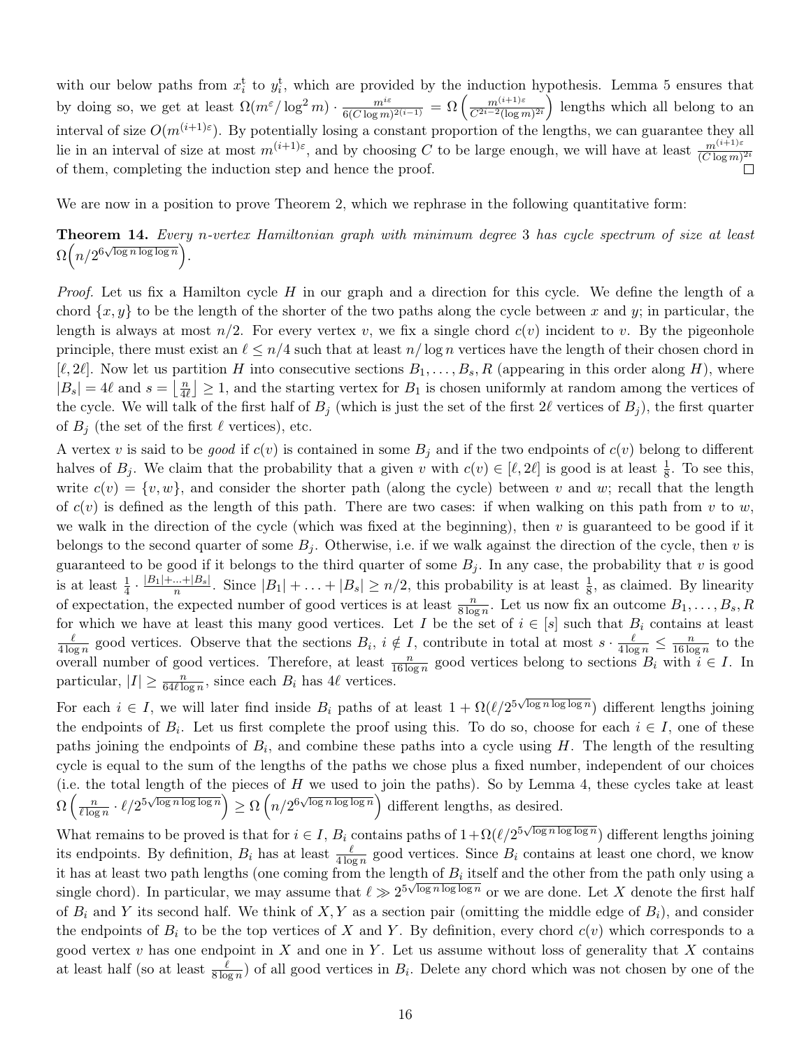with our below paths from $x_i^{\mathrm{t}}$ to $y_i^{\mathrm{t}}$, which are provided by the induction hypothesis. Lemma 5 ensures that by doing so, we get at least $\Omega(m^{\varepsilon}/\log^2 m) \cdot \frac{m^{i\varepsilon}}{6(C\log m)^{2(i-1)}} = \Omega\left(\frac{m^{(i+1)\varepsilon}}{C^{2i-2}(\log m)^{2i}}\right)$ lengths which all belong to an interval of size $O(m^{(i+1)\varepsilon})$. By potentially losing a constant proportion of the lengths, we can guarantee they all lie in an interval of size at most $m^{(i+1)\varepsilon}$, and by choosing $C$ to be large enough, we will have at least $\frac{m^{(i+1)\varepsilon}}{(C\log m)^{2i}}$ of them, completing the induction step and hence the proof. □

We are now in a position to prove Theorem 2, which we rephrase in the following quantitative form:

**Theorem 14.** *Every $n$-vertex Hamiltonian graph with minimum degree 3 has cycle spectrum of size at least $\Omega\left(n/2^{6\sqrt{\log n \log\log n}}\right)$.*

*Proof.* Let us fix a Hamilton cycle $H$ in our graph and a direction for this cycle. We define the length of a chord $\{x, y\}$ to be the length of the shorter of the two paths along the cycle between $x$ and $y$; in particular, the length is always at most $n/2$. For every vertex $v$, we fix a single chord $c(v)$ incident to $v$. By the pigeonhole principle, there must exist an $\ell \le n/4$ such that at least $n/\log n$ vertices have the length of their chosen chord in $[\ell, 2\ell]$. Now let us partition $H$ into consecutive sections $B_1, \dots, B_s, R$ (appearing in this order along $H$), where $|B_s| = 4\ell$ and $s = \left\lfloor \frac{n}{4\ell} \right\rfloor \ge 1$, and the starting vertex for $B_1$ is chosen uniformly at random among the vertices of the cycle. We will talk of the first half of $B_j$ (which is just the set of the first $2\ell$ vertices of $B_j$), the first quarter of $B_j$ (the set of the first $\ell$ vertices), etc.

A vertex $v$ is said to be *good* if $c(v)$ is contained in some $B_j$ and if the two endpoints of $c(v)$ belong to different halves of $B_j$. We claim that the probability that a given $v$ with $c(v) \in [\ell, 2\ell]$ is good is at least $\frac{1}{8}$. To see this, write $c(v) = \{v, w\}$, and consider the shorter path (along the cycle) between $v$ and $w$; recall that the length of $c(v)$ is defined as the length of this path. There are two cases: if when walking on this path from $v$ to $w$, we walk in the direction of the cycle (which was fixed at the beginning), then $v$ is guaranteed to be good if it belongs to the second quarter of some $B_j$. Otherwise, i.e. if we walk against the direction of the cycle, then $v$ is guaranteed to be good if it belongs to the third quarter of some $B_j$. In any case, the probability that $v$ is good is at least $\frac{1}{4} \cdot \frac{|B_1|+\ldots+|B_s|}{n}$. Since $|B_1| + \ldots + |B_s| \ge n/2$, this probability is at least $\frac{1}{8}$, as claimed. By linearity of expectation, the expected number of good vertices is at least $\frac{n}{8\log n}$. Let us now fix an outcome $B_1, \dots, B_s, R$ for which we have at least this many good vertices. Let $I$ be the set of $i \in [s]$ such that $B_i$ contains at least $\frac{\ell}{4\log n}$ good vertices. Observe that the sections $B_i$, $i \notin I$, contribute in total at most $s \cdot \frac{\ell}{4\log n} \le \frac{n}{16\log n}$ to the overall number of good vertices. Therefore, at least $\frac{n}{16\log n}$ good vertices belong to sections $B_i$ with $i \in I$. In particular, $|I| \ge \frac{n}{64\ell\log n}$, since each $B_i$ has $4\ell$ vertices.

For each $i \in I$, we will later find inside $B_i$ paths of at least $1 + \Omega(\ell/2^{5\sqrt{\log n \log\log n}})$ different lengths joining the endpoints of $B_i$. Let us first complete the proof using this. To do so, choose for each $i \in I$, one of these paths joining the endpoints of $B_i$, and combine these paths into a cycle using $H$. The length of the resulting cycle is equal to the sum of the lengths of the paths we chose plus a fixed number, independent of our choices (i.e. the total length of the pieces of $H$ we used to join the paths). So by Lemma 4, these cycles take at least $\Omega\left(\frac{n}{\ell\log n} \cdot \ell/2^{5\sqrt{\log n \log\log n}}\right) \ge \Omega\left(n/2^{6\sqrt{\log n \log\log n}}\right)$ different lengths, as desired.

What remains to be proved is that for $i \in I$, $B_i$ contains paths of $1+\Omega(\ell/2^{5\sqrt{\log n \log\log n}})$ different lengths joining its endpoints. By definition, $B_i$ has at least $\frac{\ell}{4\log n}$ good vertices. Since $B_i$ contains at least one chord, we know it has at least two path lengths (one coming from the length of $B_i$ itself and the other from the path only using a single chord). In particular, we may assume that $\ell \gg 2^{5\sqrt{\log n \log\log n}}$ or we are done. Let $X$ denote the first half of $B_i$ and $Y$ its second half. We think of $X, Y$ as a section pair (omitting the middle edge of $B_i$), and consider the endpoints of $B_i$ to be the top vertices of $X$ and $Y$. By definition, every chord $c(v)$ which corresponds to a good vertex $v$ has one endpoint in $X$ and one in $Y$. Let us assume without loss of generality that $X$ contains at least half (so at least $\frac{\ell}{8\log n}$) of all good vertices in $B_i$. Delete any chord which was not chosen by one of the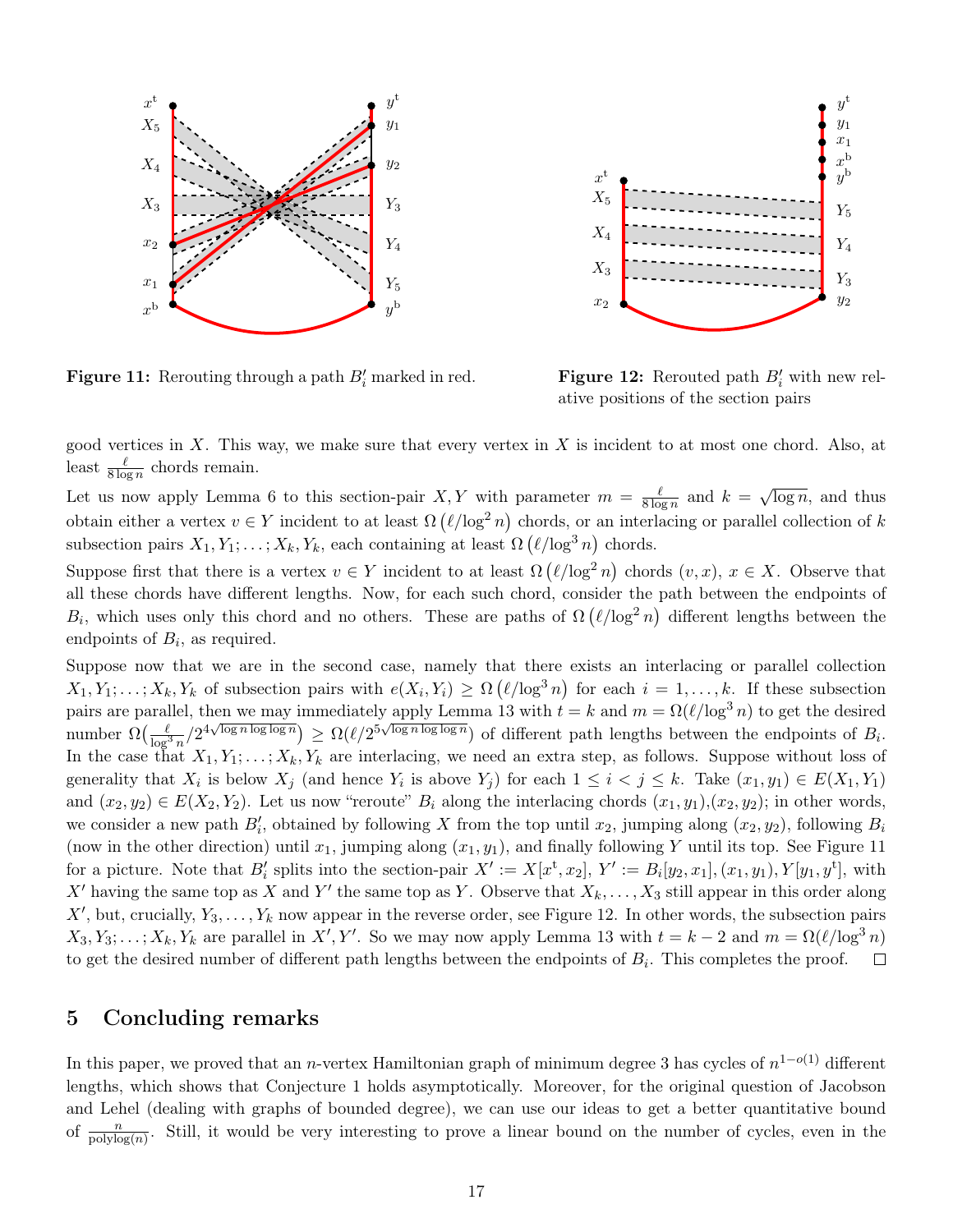**Figure 11:** Rerouting through a path $B_i'$ marked in red.

**Figure 12:** Rerouted path $B_i'$ with new relative positions of the section pairs

good vertices in $X$. This way, we make sure that every vertex in $X$ is incident to at most one chord. Also, at least $\frac{\ell}{8\log n}$ chords remain.

Let us now apply Lemma 6 to this section-pair $X, Y$ with parameter $m = \frac{\ell}{8\log n}$ and $k = \sqrt{\log n}$, and thus obtain either a vertex $v \in Y$ incident to at least $\Omega\left(\ell/\log^2 n\right)$ chords, or an interlacing or parallel collection of $k$ subsection pairs $X_1, Y_1; \dots; X_k, Y_k$, each containing at least $\Omega\left(\ell/\log^3 n\right)$ chords.

Suppose first that there is a vertex $v \in Y$ incident to at least $\Omega\left(\ell/\log^2 n\right)$ chords $(v, x)$, $x \in X$. Observe that all these chords have different lengths. Now, for each such chord, consider the path between the endpoints of $B_i$, which uses only this chord and no others. These are paths of $\Omega\left(\ell/\log^2 n\right)$ different lengths between the endpoints of $B_i$, as required.

Suppose now that we are in the second case, namely that there exists an interlacing or parallel collection $X_1, Y_1; \dots; X_k, Y_k$ of subsection pairs with $e(X_i, Y_i) \geq \Omega\left(\ell/\log^3 n\right)$ for each $i = 1, \dots, k$. If these subsection pairs are parallel, then we may immediately apply Lemma 13 with $t = k$ and $m = \Omega(\ell/\log^3 n)$ to get the desired number $\Omega\big(\frac{\ell}{\log^3 n}/2^{4\sqrt{\log n \log\log n}}\big) \geq \Omega(\ell/2^{5\sqrt{\log n \log\log n}})$ of different path lengths between the endpoints of $B_i$. In the case that $X_1, Y_1; \dots; X_k, Y_k$ are interlacing, we need an extra step, as follows. Suppose without loss of generality that $X_i$ is below $X_j$ (and hence $Y_i$ is above $Y_j$) for each $1 \leq i < j \leq k$. Take $(x_1, y_1) \in E(X_1, Y_1)$ and $(x_2, y_2) \in E(X_2, Y_2)$. Let us now "reroute" $B_i$ along the interlacing chords $(x_1, y_1)$,$(x_2, y_2)$; in other words, we consider a new path $B_i'$, obtained by following $X$ from the top until $x_2$, jumping along $(x_2, y_2)$, following $B_i$ (now in the other direction) until $x_1$, jumping along $(x_1, y_1)$, and finally following $Y$ until its top. See Figure 11 for a picture. Note that $B_i'$ splits into the section-pair $X' := X[x^{\mathrm{t}}, x_2]$, $Y' := B_i[y_2, x_1], (x_1, y_1), Y[y_1, y^{\mathrm{t}}]$, with $X'$ having the same top as $X$ and $Y'$ the same top as $Y$. Observe that $X_k, \dots, X_3$ still appear in this order along $X'$, but, crucially, $Y_3, \dots, Y_k$ now appear in the reverse order, see Figure 12. In other words, the subsection pairs $X_3, Y_3; \dots; X_k, Y_k$ are parallel in $X', Y'$. So we may now apply Lemma 13 with $t = k - 2$ and $m = \Omega(\ell/\log^3 n)$ to get the desired number of different path lengths between the endpoints of $B_i$. This completes the proof. $\square$

## 5 Concluding remarks

In this paper, we proved that an $n$-vertex Hamiltonian graph of minimum degree 3 has cycles of $n^{1-o(1)}$ different lengths, which shows that Conjecture 1 holds asymptotically. Moreover, for the original question of Jacobson and Lehel (dealing with graphs of bounded degree), we can use our ideas to get a better quantitative bound of $\frac{n}{\mathrm{polylog}(n)}$. Still, it would be very interesting to prove a linear bound on the number of cycles, even in the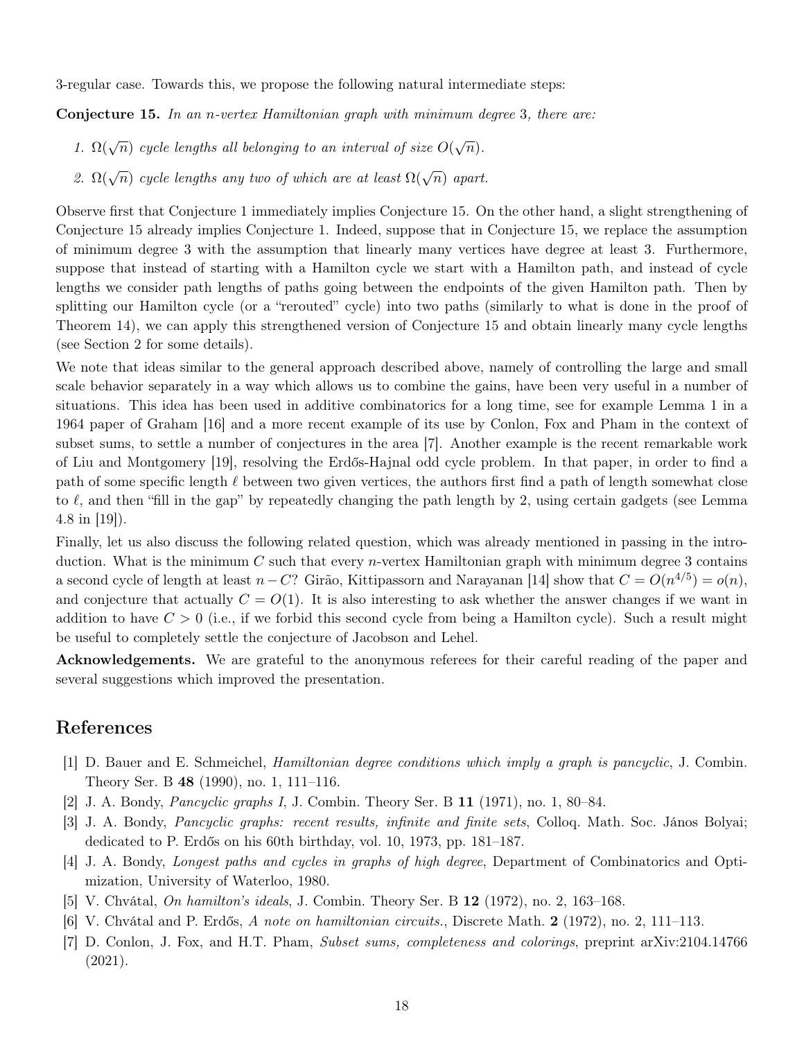3-regular case. Towards this, we propose the following natural intermediate steps:

**Conjecture 15.** *In an $n$-vertex Hamiltonian graph with minimum degree 3, there are:*

1. *$\Omega(\sqrt{n})$ cycle lengths all belonging to an interval of size $O(\sqrt{n})$.*
2. *$\Omega(\sqrt{n})$ cycle lengths any two of which are at least $\Omega(\sqrt{n})$ apart.*

Observe first that Conjecture 1 immediately implies Conjecture 15. On the other hand, a slight strengthening of Conjecture 15 already implies Conjecture 1. Indeed, suppose that in Conjecture 15, we replace the assumption of minimum degree 3 with the assumption that linearly many vertices have degree at least 3. Furthermore, suppose that instead of starting with a Hamilton cycle we start with a Hamilton path, and instead of cycle lengths we consider path lengths of paths going between the endpoints of the given Hamilton path. Then by splitting our Hamilton cycle (or a "rerouted" cycle) into two paths (similarly to what is done in the proof of Theorem 14), we can apply this strengthened version of Conjecture 15 and obtain linearly many cycle lengths (see Section 2 for some details).

We note that ideas similar to the general approach described above, namely of controlling the large and small scale behavior separately in a way which allows us to combine the gains, have been very useful in a number of situations. This idea has been used in additive combinatorics for a long time, see for example Lemma 1 in a 1964 paper of Graham [16] and a more recent example of its use by Conlon, Fox and Pham in the context of subset sums, to settle a number of conjectures in the area [7]. Another example is the recent remarkable work of Liu and Montgomery [19], resolving the Erdős-Hajnal odd cycle problem. In that paper, in order to find a path of some specific length $\ell$ between two given vertices, the authors first find a path of length somewhat close to $\ell$, and then "fill in the gap" by repeatedly changing the path length by 2, using certain gadgets (see Lemma 4.8 in [19]).

Finally, let us also discuss the following related question, which was already mentioned in passing in the introduction. What is the minimum $C$ such that every $n$-vertex Hamiltonian graph with minimum degree 3 contains a second cycle of length at least $n - C$? Girão, Kittipassorn and Narayanan [14] show that $C = O(n^{4/5}) = o(n)$, and conjecture that actually $C = O(1)$. It is also interesting to ask whether the answer changes if we want in addition to have $C > 0$ (i.e., if we forbid this second cycle from being a Hamilton cycle). Such a result might be useful to completely settle the conjecture of Jacobson and Lehel.

**Acknowledgements.** We are grateful to the anonymous referees for their careful reading of the paper and several suggestions which improved the presentation.

## References

[1] D. Bauer and E. Schmeichel, *Hamiltonian degree conditions which imply a graph is pancyclic*, J. Combin. Theory Ser. B **48** (1990), no. 1, 111–116.

[2] J. A. Bondy, *Pancyclic graphs I*, J. Combin. Theory Ser. B **11** (1971), no. 1, 80–84.

[3] J. A. Bondy, *Pancyclic graphs: recent results, infinite and finite sets*, Colloq. Math. Soc. János Bolyai; dedicated to P. Erdős on his 60th birthday, vol. 10, 1973, pp. 181–187.

[4] J. A. Bondy, *Longest paths and cycles in graphs of high degree*, Department of Combinatorics and Optimization, University of Waterloo, 1980.

[5] V. Chvátal, *On hamilton's ideals*, J. Combin. Theory Ser. B **12** (1972), no. 2, 163–168.

[6] V. Chvátal and P. Erdős, *A note on hamiltonian circuits.*, Discrete Math. **2** (1972), no. 2, 111–113.

[7] D. Conlon, J. Fox, and H.T. Pham, *Subset sums, completeness and colorings*, preprint arXiv:2104.14766 (2021).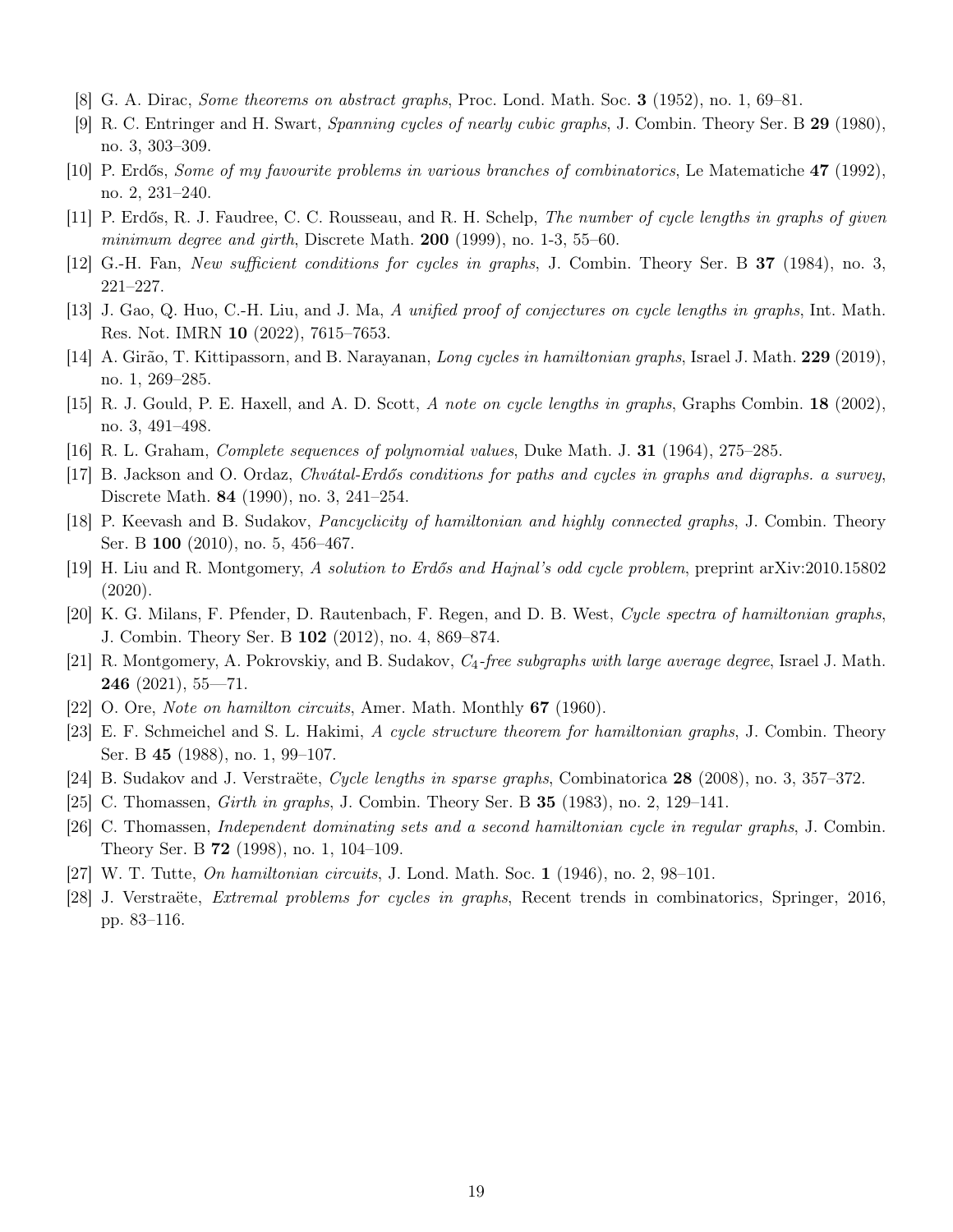[8] G. A. Dirac, *Some theorems on abstract graphs*, Proc. Lond. Math. Soc. **3** (1952), no. 1, 69–81.

[9] R. C. Entringer and H. Swart, *Spanning cycles of nearly cubic graphs*, J. Combin. Theory Ser. B **29** (1980), no. 3, 303–309.

[10] P. Erdős, *Some of my favourite problems in various branches of combinatorics*, Le Matematiche **47** (1992), no. 2, 231–240.

[11] P. Erdős, R. J. Faudree, C. C. Rousseau, and R. H. Schelp, *The number of cycle lengths in graphs of given minimum degree and girth*, Discrete Math. **200** (1999), no. 1-3, 55–60.

[12] G.-H. Fan, *New sufficient conditions for cycles in graphs*, J. Combin. Theory Ser. B **37** (1984), no. 3, 221–227.

[13] J. Gao, Q. Huo, C.-H. Liu, and J. Ma, *A unified proof of conjectures on cycle lengths in graphs*, Int. Math. Res. Not. IMRN **10** (2022), 7615–7653.

[14] A. Girão, T. Kittipassorn, and B. Narayanan, *Long cycles in hamiltonian graphs*, Israel J. Math. **229** (2019), no. 1, 269–285.

[15] R. J. Gould, P. E. Haxell, and A. D. Scott, *A note on cycle lengths in graphs*, Graphs Combin. **18** (2002), no. 3, 491–498.

[16] R. L. Graham, *Complete sequences of polynomial values*, Duke Math. J. **31** (1964), 275–285.

[17] B. Jackson and O. Ordaz, *Chvátal-Erdős conditions for paths and cycles in graphs and digraphs. a survey*, Discrete Math. **84** (1990), no. 3, 241–254.

[18] P. Keevash and B. Sudakov, *Pancyclicity of hamiltonian and highly connected graphs*, J. Combin. Theory Ser. B **100** (2010), no. 5, 456–467.

[19] H. Liu and R. Montgomery, *A solution to Erdős and Hajnal's odd cycle problem*, preprint arXiv:2010.15802 (2020).

[20] K. G. Milans, F. Pfender, D. Rautenbach, F. Regen, and D. B. West, *Cycle spectra of hamiltonian graphs*, J. Combin. Theory Ser. B **102** (2012), no. 4, 869–874.

[21] R. Montgomery, A. Pokrovskiy, and B. Sudakov, *$C_4$-free subgraphs with large average degree*, Israel J. Math. **246** (2021), 55—71.

[22] O. Ore, *Note on hamilton circuits*, Amer. Math. Monthly **67** (1960).

[23] E. F. Schmeichel and S. L. Hakimi, *A cycle structure theorem for hamiltonian graphs*, J. Combin. Theory Ser. B **45** (1988), no. 1, 99–107.

[24] B. Sudakov and J. Verstraëte, *Cycle lengths in sparse graphs*, Combinatorica **28** (2008), no. 3, 357–372.

[25] C. Thomassen, *Girth in graphs*, J. Combin. Theory Ser. B **35** (1983), no. 2, 129–141.

[26] C. Thomassen, *Independent dominating sets and a second hamiltonian cycle in regular graphs*, J. Combin. Theory Ser. B **72** (1998), no. 1, 104–109.

[27] W. T. Tutte, *On hamiltonian circuits*, J. Lond. Math. Soc. **1** (1946), no. 2, 98–101.

[28] J. Verstraëte, *Extremal problems for cycles in graphs*, Recent trends in combinatorics, Springer, 2016, pp. 83–116.